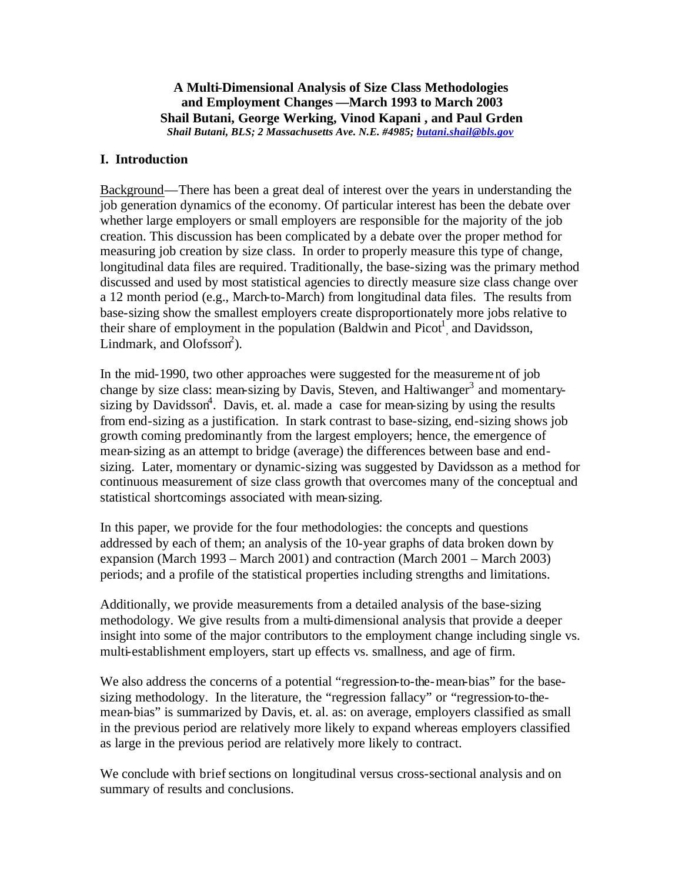**A Multi-Dimensional Analysis of Size Class Methodologies and Employment Changes —March 1993 to March 2003**
**Shail Butani, George Werking, Vinod Kapani , and Paul Grden**
***Shail Butani, BLS; 2 Massachusetts Ave. N.E. #4985; butani.shail@bls.gov***

## I. Introduction

Background—There has been a great deal of interest over the years in understanding the job generation dynamics of the economy. Of particular interest has been the debate over whether large employers or small employers are responsible for the majority of the job creation. This discussion has been complicated by a debate over the proper method for measuring job creation by size class. In order to properly measure this type of change, longitudinal data files are required. Traditionally, the base-sizing was the primary method discussed and used by most statistical agencies to directly measure size class change over a 12 month period (e.g., March-to-March) from longitudinal data files. The results from base-sizing show the smallest employers create disproportionately more jobs relative to their share of employment in the population (Baldwin and Picot[1], and Davidsson, Lindmark, and Olofsson[2]).

In the mid-1990, two other approaches were suggested for the measurement of job change by size class: mean-sizing by Davis, Steven, and Haltiwanger[3] and momentary-sizing by Davidsson[4]. Davis, et. al. made a case for mean-sizing by using the results from end-sizing as a justification. In stark contrast to base-sizing, end-sizing shows job growth coming predominantly from the largest employers; hence, the emergence of mean-sizing as an attempt to bridge (average) the differences between base and end-sizing. Later, momentary or dynamic-sizing was suggested by Davidsson as a method for continuous measurement of size class growth that overcomes many of the conceptual and statistical shortcomings associated with mean-sizing.

In this paper, we provide for the four methodologies: the concepts and questions addressed by each of them; an analysis of the 10-year graphs of data broken down by expansion (March 1993 – March 2001) and contraction (March 2001 – March 2003) periods; and a profile of the statistical properties including strengths and limitations.

Additionally, we provide measurements from a detailed analysis of the base-sizing methodology. We give results from a multi-dimensional analysis that provide a deeper insight into some of the major contributors to the employment change including single vs. multi-establishment employers, start up effects vs. smallness, and age of firm.

We also address the concerns of a potential "regression-to-the-mean-bias" for the base-sizing methodology. In the literature, the "regression fallacy" or "regression-to-the-mean-bias" is summarized by Davis, et. al. as: on average, employers classified as small in the previous period are relatively more likely to expand whereas employers classified as large in the previous period are relatively more likely to contract.

We conclude with brief sections on longitudinal versus cross-sectional analysis and on summary of results and conclusions.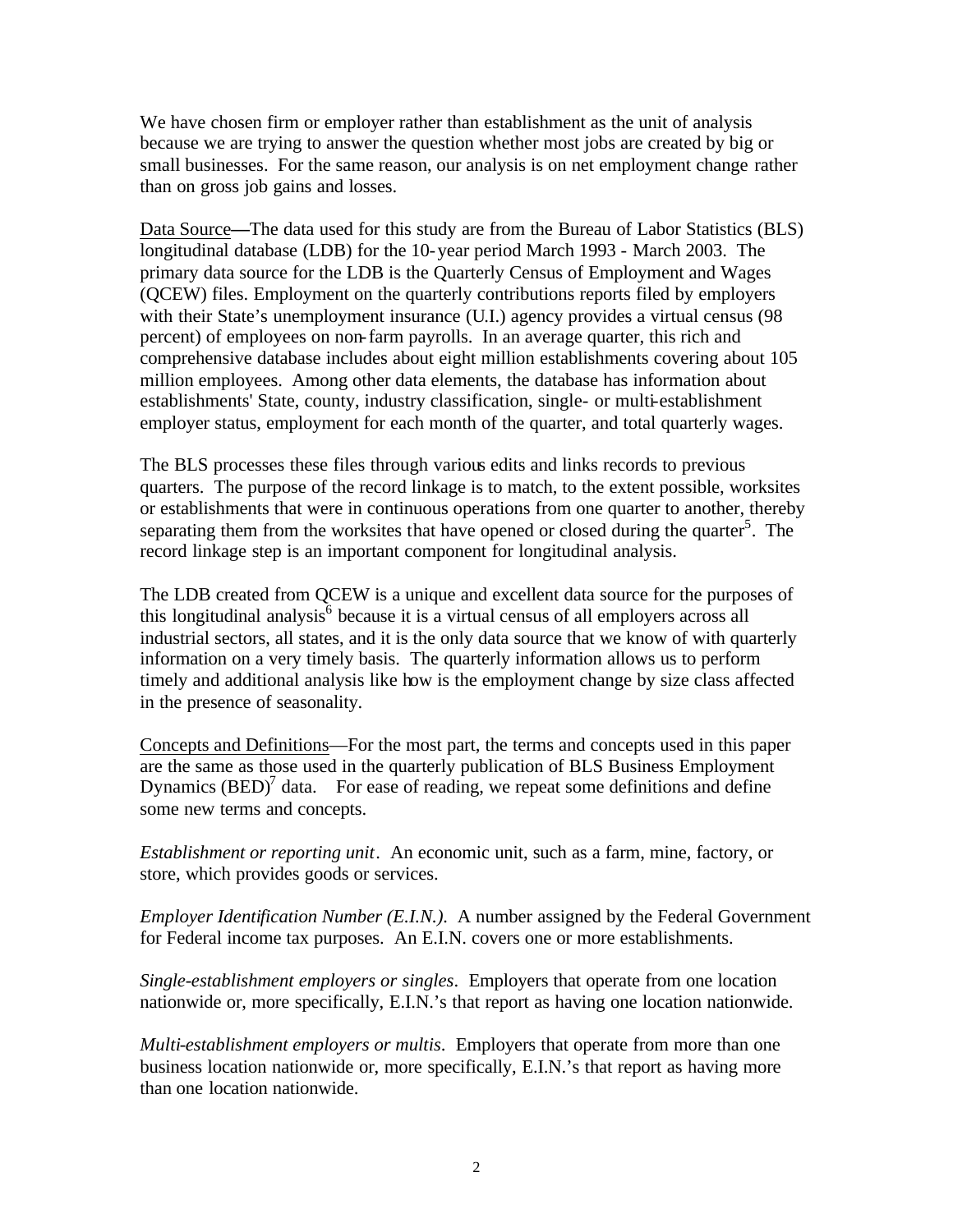We have chosen firm or employer rather than establishment as the unit of analysis because we are trying to answer the question whether most jobs are created by big or small businesses. For the same reason, our analysis is on net employment change rather than on gross job gains and losses.

Data Source—The data used for this study are from the Bureau of Labor Statistics (BLS) longitudinal database (LDB) for the 10-year period March 1993 - March 2003. The primary data source for the LDB is the Quarterly Census of Employment and Wages (QCEW) files. Employment on the quarterly contributions reports filed by employers with their State's unemployment insurance (U.I.) agency provides a virtual census (98 percent) of employees on non-farm payrolls. In an average quarter, this rich and comprehensive database includes about eight million establishments covering about 105 million employees. Among other data elements, the database has information about establishments' State, county, industry classification, single- or multi-establishment employer status, employment for each month of the quarter, and total quarterly wages.

The BLS processes these files through various edits and links records to previous quarters. The purpose of the record linkage is to match, to the extent possible, worksites or establishments that were in continuous operations from one quarter to another, thereby separating them from the worksites that have opened or closed during the quarter[5]. The record linkage step is an important component for longitudinal analysis.

The LDB created from QCEW is a unique and excellent data source for the purposes of this longitudinal analysis[6] because it is a virtual census of all employers across all industrial sectors, all states, and it is the only data source that we know of with quarterly information on a very timely basis. The quarterly information allows us to perform timely and additional analysis like how is the employment change by size class affected in the presence of seasonality.

Concepts and Definitions—For the most part, the terms and concepts used in this paper are the same as those used in the quarterly publication of BLS Business Employment Dynamics (BED)[7] data. For ease of reading, we repeat some definitions and define some new terms and concepts.

*Establishment or reporting unit*. An economic unit, such as a farm, mine, factory, or store, which provides goods or services.

*Employer Identification Number (E.I.N.)*. A number assigned by the Federal Government for Federal income tax purposes. An E.I.N. covers one or more establishments.

*Single-establishment employers or singles*. Employers that operate from one location nationwide or, more specifically, E.I.N.'s that report as having one location nationwide.

*Multi-establishment employers or multis*. Employers that operate from more than one business location nationwide or, more specifically, E.I.N.'s that report as having more than one location nationwide.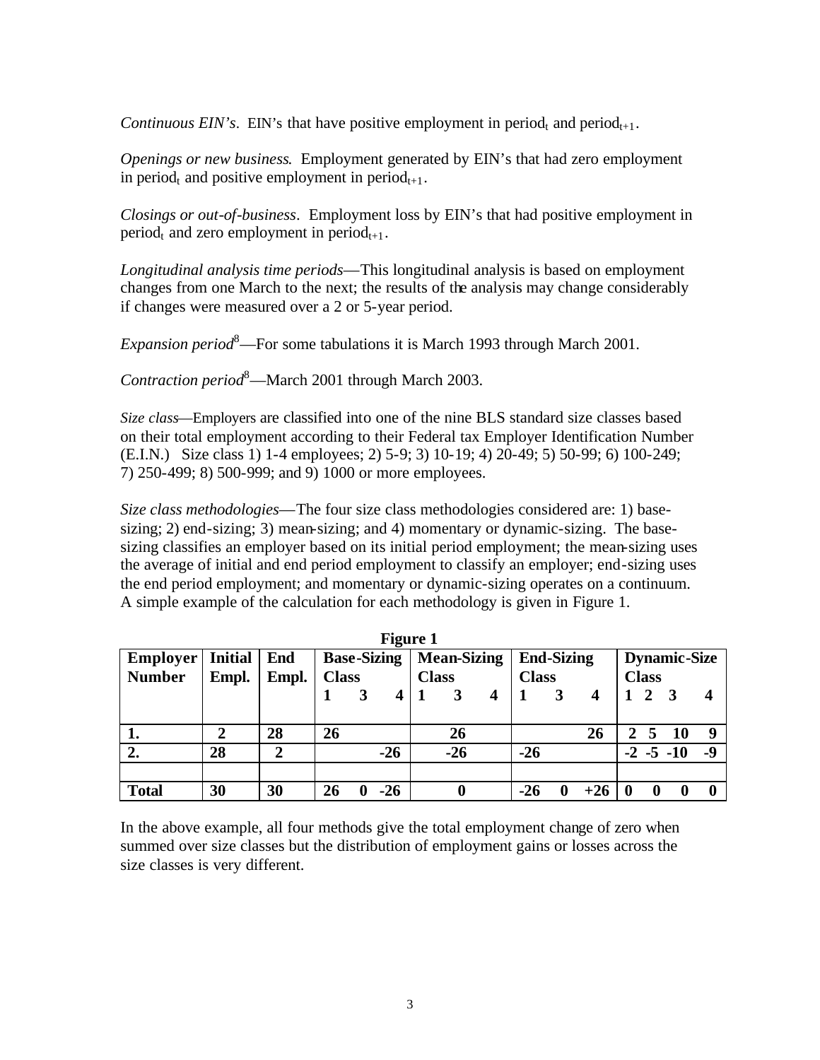*Continuous EIN's*. EIN's that have positive employment in $\text{period}_t$ and $\text{period}_{t+1}$.

*Openings or new business*. Employment generated by EIN's that had zero employment in $\text{period}_t$ and positive employment in $\text{period}_{t+1}$.

*Closings or out-of-business*. Employment loss by EIN's that had positive employment in $\text{period}_t$ and zero employment in $\text{period}_{t+1}$.

*Longitudinal analysis time periods*—This longitudinal analysis is based on employment changes from one March to the next; the results of the analysis may change considerably if changes were measured over a 2 or 5-year period.

*Expansion period*[8]—For some tabulations it is March 1993 through March 2001.

*Contraction period*[8]—March 2001 through March 2003.

*Size class*—Employers are classified into one of the nine BLS standard size classes based on their total employment according to their Federal tax Employer Identification Number (E.I.N.) Size class 1) 1-4 employees; 2) 5-9; 3) 10-19; 4) 20-49; 5) 50-99; 6) 100-249; 7) 250-499; 8) 500-999; and 9) 1000 or more employees.

*Size class methodologies*—The four size class methodologies considered are: 1) base-sizing; 2) end-sizing; 3) mean-sizing; and 4) momentary or dynamic-sizing. The base-sizing classifies an employer based on its initial period employment; the mean-sizing uses the average of initial and end period employment to classify an employer; end-sizing uses the end period employment; and momentary or dynamic-sizing operates on a continuum. A simple example of the calculation for each methodology is given in Figure 1.

**Figure 1**

| Employer Number | Initial Empl. | End Empl. | Base-Sizing Class | | | Mean-Sizing Class | | | End-Sizing Class | | | Dynamic-Size Class | | | |
|---|---|---|---|---|---|---|---|---|---|---|---|---|---|---|---|
| | | | 1 | 3 | 4 | 1 | 3 | 4 | 1 | 3 | 4 | 1 | 2 | 3 | 4 |
| 1. | 2 | 28 | 26 | | | | 26 | | | | 26 | 2 | 5 | 10 | 9 |
| 2. | 28 | 2 | | | -26 | | -26 | | -26 | | | -2 | -5 | -10 | -9 |
| | | | | | | | | | | | | | | | |
| Total | 30 | 30 | 26 | 0 | -26 | | 0 | | -26 | 0 | +26 | 0 | 0 | 0 | 0 |

In the above example, all four methods give the total employment change of zero when summed over size classes but the distribution of employment gains or losses across the size classes is very different.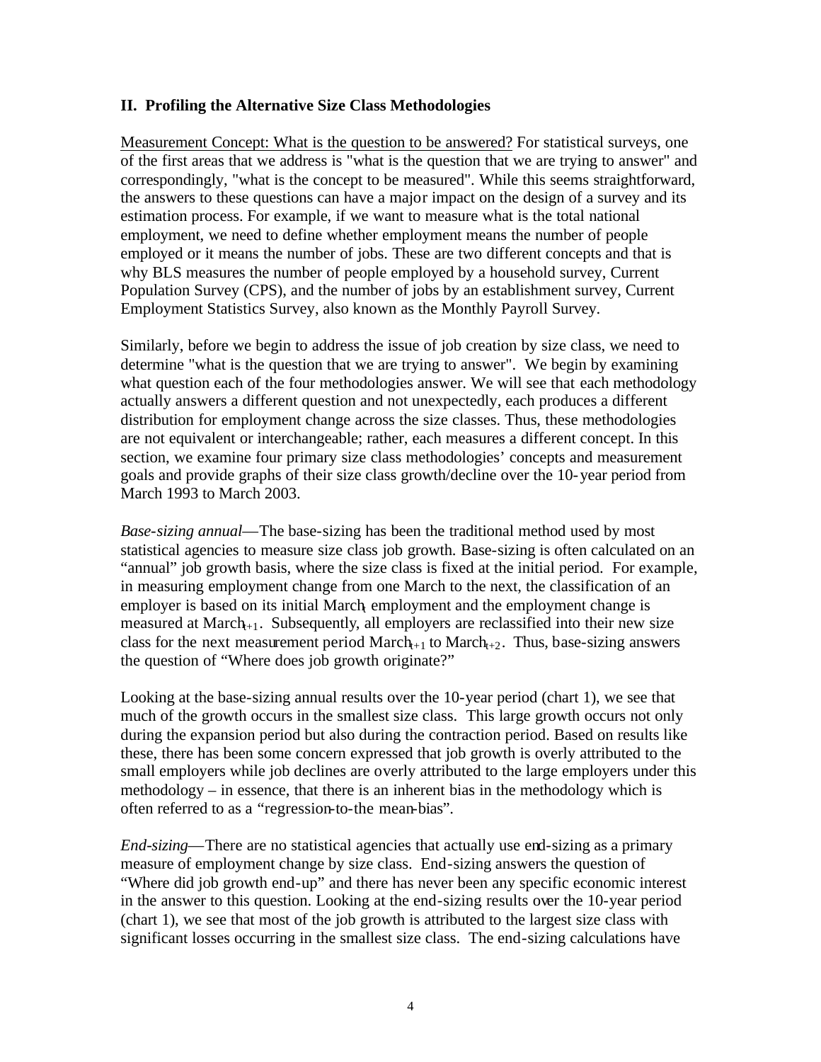## II. Profiling the Alternative Size Class Methodologies

Measurement Concept: What is the question to be answered? For statistical surveys, one of the first areas that we address is "what is the question that we are trying to answer" and correspondingly, "what is the concept to be measured". While this seems straightforward, the answers to these questions can have a major impact on the design of a survey and its estimation process. For example, if we want to measure what is the total national employment, we need to define whether employment means the number of people employed or it means the number of jobs. These are two different concepts and that is why BLS measures the number of people employed by a household survey, Current Population Survey (CPS), and the number of jobs by an establishment survey, Current Employment Statistics Survey, also known as the Monthly Payroll Survey.

Similarly, before we begin to address the issue of job creation by size class, we need to determine "what is the question that we are trying to answer". We begin by examining what question each of the four methodologies answer. We will see that each methodology actually answers a different question and not unexpectedly, each produces a different distribution for employment change across the size classes. Thus, these methodologies are not equivalent or interchangeable; rather, each measures a different concept. In this section, we examine four primary size class methodologies' concepts and measurement goals and provide graphs of their size class growth/decline over the 10-year period from March 1993 to March 2003.

*Base-sizing annual*—The base-sizing has been the traditional method used by most statistical agencies to measure size class job growth. Base-sizing is often calculated on an "annual" job growth basis, where the size class is fixed at the initial period. For example, in measuring employment change from one March to the next, the classification of an employer is based on its initial $March_t$ employment and the employment change is measured at $March_{t+1}$. Subsequently, all employers are reclassified into their new size class for the next measurement period $March_{t+1}$ to $March_{t+2}$. Thus, base-sizing answers the question of "Where does job growth originate?"

Looking at the base-sizing annual results over the 10-year period (chart 1), we see that much of the growth occurs in the smallest size class. This large growth occurs not only during the expansion period but also during the contraction period. Based on results like these, there has been some concern expressed that job growth is overly attributed to the small employers while job declines are overly attributed to the large employers under this methodology – in essence, that there is an inherent bias in the methodology which is often referred to as a "regression-to-the mean-bias".

*End-sizing*—There are no statistical agencies that actually use end-sizing as a primary measure of employment change by size class. End-sizing answers the question of "Where did job growth end-up" and there has never been any specific economic interest in the answer to this question. Looking at the end-sizing results over the 10-year period (chart 1), we see that most of the job growth is attributed to the largest size class with significant losses occurring in the smallest size class. The end-sizing calculations have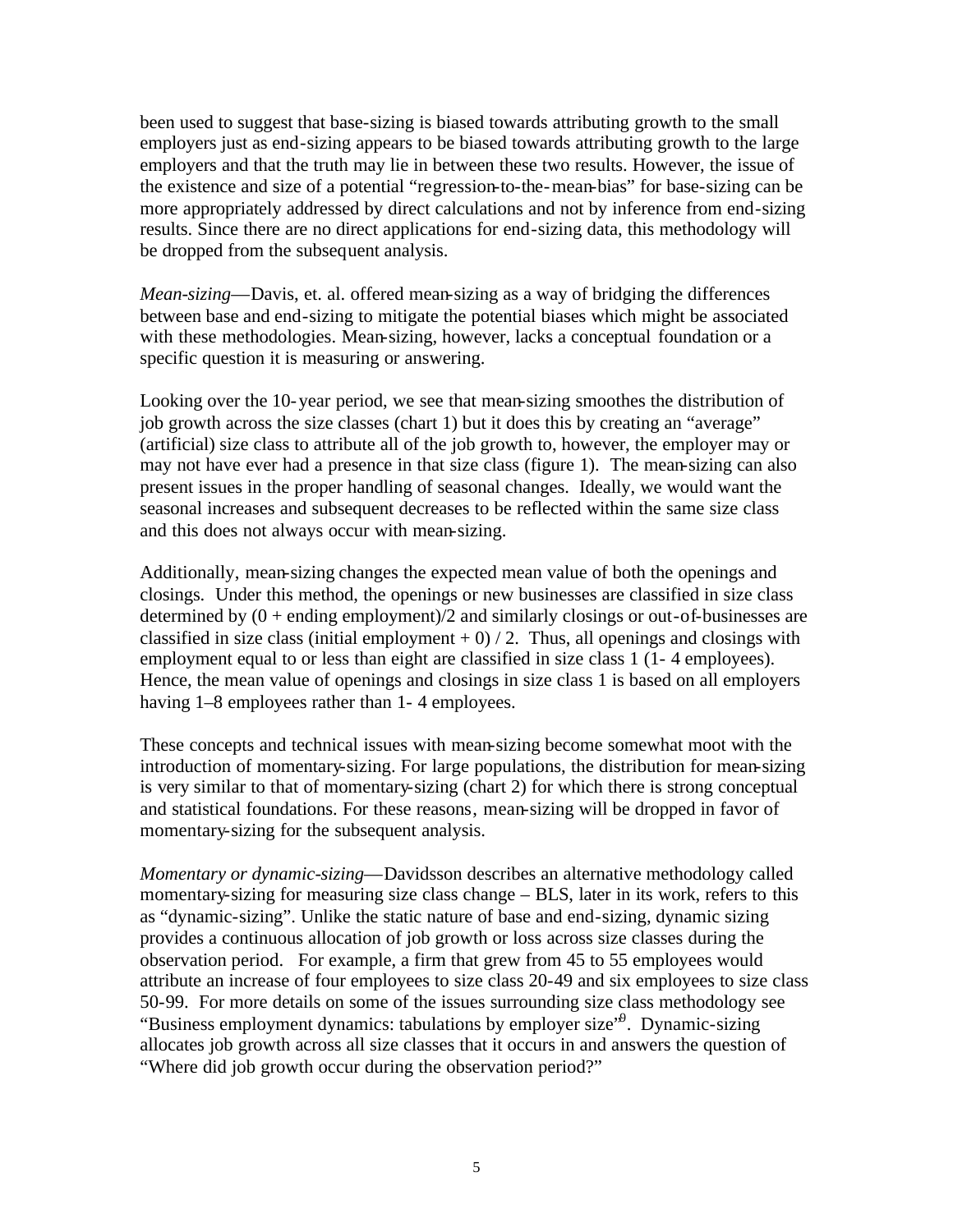been used to suggest that base-sizing is biased towards attributing growth to the small employers just as end-sizing appears to be biased towards attributing growth to the large employers and that the truth may lie in between these two results. However, the issue of the existence and size of a potential "regression-to-the-mean-bias" for base-sizing can be more appropriately addressed by direct calculations and not by inference from end-sizing results. Since there are no direct applications for end-sizing data, this methodology will be dropped from the subsequent analysis.

*Mean-sizing*—Davis, et. al. offered mean-sizing as a way of bridging the differences between base and end-sizing to mitigate the potential biases which might be associated with these methodologies. Mean-sizing, however, lacks a conceptual foundation or a specific question it is measuring or answering.

Looking over the 10-year period, we see that mean-sizing smoothes the distribution of job growth across the size classes (chart 1) but it does this by creating an "average" (artificial) size class to attribute all of the job growth to, however, the employer may or may not have ever had a presence in that size class (figure 1). The mean-sizing can also present issues in the proper handling of seasonal changes. Ideally, we would want the seasonal increases and subsequent decreases to be reflected within the same size class and this does not always occur with mean-sizing.

Additionally, mean-sizing changes the expected mean value of both the openings and closings. Under this method, the openings or new businesses are classified in size class determined by (0 + ending employment)/2 and similarly closings or out-of-businesses are classified in size class (initial employment + 0) / 2. Thus, all openings and closings with employment equal to or less than eight are classified in size class 1 (1- 4 employees). Hence, the mean value of openings and closings in size class 1 is based on all employers having 1–8 employees rather than 1- 4 employees.

These concepts and technical issues with mean-sizing become somewhat moot with the introduction of momentary-sizing. For large populations, the distribution for mean-sizing is very similar to that of momentary-sizing (chart 2) for which there is strong conceptual and statistical foundations. For these reasons, mean-sizing will be dropped in favor of momentary-sizing for the subsequent analysis.

*Momentary or dynamic-sizing*—Davidsson describes an alternative methodology called momentary-sizing for measuring size class change – BLS, later in its work, refers to this as "dynamic-sizing". Unlike the static nature of base and end-sizing, dynamic sizing provides a continuous allocation of job growth or loss across size classes during the observation period. For example, a firm that grew from 45 to 55 employees would attribute an increase of four employees to size class 20-49 and six employees to size class 50-99. For more details on some of the issues surrounding size class methodology see "Business employment dynamics: tabulations by employer size"[9]. Dynamic-sizing allocates job growth across all size classes that it occurs in and answers the question of "Where did job growth occur during the observation period?"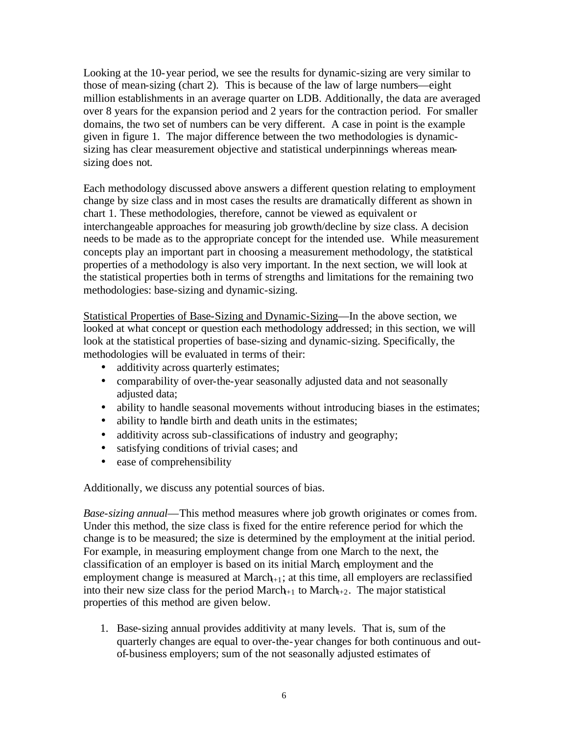Looking at the 10-year period, we see the results for dynamic-sizing are very similar to those of mean-sizing (chart 2). This is because of the law of large numbers—eight million establishments in an average quarter on LDB. Additionally, the data are averaged over 8 years for the expansion period and 2 years for the contraction period. For smaller domains, the two set of numbers can be very different. A case in point is the example given in figure 1. The major difference between the two methodologies is dynamic-sizing has clear measurement objective and statistical underpinnings whereas mean-sizing does not.

Each methodology discussed above answers a different question relating to employment change by size class and in most cases the results are dramatically different as shown in chart 1. These methodologies, therefore, cannot be viewed as equivalent or interchangeable approaches for measuring job growth/decline by size class. A decision needs to be made as to the appropriate concept for the intended use. While measurement concepts play an important part in choosing a measurement methodology, the statistical properties of a methodology is also very important. In the next section, we will look at the statistical properties both in terms of strengths and limitations for the remaining two methodologies: base-sizing and dynamic-sizing.

<u>Statistical Properties of Base-Sizing and Dynamic-Sizing</u>—In the above section, we looked at what concept or question each methodology addressed; in this section, we will look at the statistical properties of base-sizing and dynamic-sizing. Specifically, the methodologies will be evaluated in terms of their:

- additivity across quarterly estimates;
- comparability of over-the-year seasonally adjusted data and not seasonally adjusted data;
- ability to handle seasonal movements without introducing biases in the estimates;
- ability to handle birth and death units in the estimates;
- additivity across sub-classifications of industry and geography;
- satisfying conditions of trivial cases; and
- ease of comprehensibility

Additionally, we discuss any potential sources of bias.

*Base-sizing annual*—This method measures where job growth originates or comes from. Under this method, the size class is fixed for the entire reference period for which the change is to be measured; the size is determined by the employment at the initial period. For example, in measuring employment change from one March to the next, the classification of an employer is based on its initial $March_t$ employment and the employment change is measured at $March_{t+1}$; at this time, all employers are reclassified into their new size class for the period $March_{t+1}$ to $March_{t+2}$. The major statistical properties of this method are given below.

1. Base-sizing annual provides additivity at many levels. That is, sum of the quarterly changes are equal to over-the-year changes for both continuous and out-of-business employers; sum of the not seasonally adjusted estimates of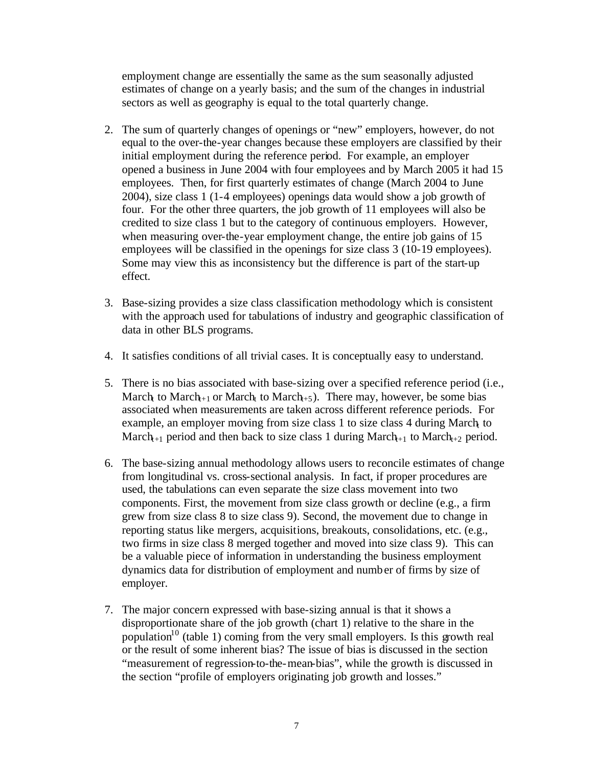employment change are essentially the same as the sum seasonally adjusted estimates of change on a yearly basis; and the sum of the changes in industrial sectors as well as geography is equal to the total quarterly change.

2. The sum of quarterly changes of openings or "new" employers, however, do not equal to the over-the-year changes because these employers are classified by their initial employment during the reference period. For example, an employer opened a business in June 2004 with four employees and by March 2005 it had 15 employees. Then, for first quarterly estimates of change (March 2004 to June 2004), size class 1 (1-4 employees) openings data would show a job growth of four. For the other three quarters, the job growth of 11 employees will also be credited to size class 1 but to the category of continuous employers. However, when measuring over-the-year employment change, the entire job gains of 15 employees will be classified in the openings for size class 3 (10-19 employees). Some may view this as inconsistency but the difference is part of the start-up effect.

3. Base-sizing provides a size class classification methodology which is consistent with the approach used for tabulations of industry and geographic classification of data in other BLS programs.

4. It satisfies conditions of all trivial cases. It is conceptually easy to understand.

5. There is no bias associated with base-sizing over a specified reference period (i.e., $\text{March}_t$ to $\text{March}_{t+1}$ or $\text{March}_t$ to $\text{March}_{t+5}$). There may, however, be some bias associated when measurements are taken across different reference periods. For example, an employer moving from size class 1 to size class 4 during $\text{March}_t$ to $\text{March}_{t+1}$ period and then back to size class 1 during $\text{March}_{t+1}$ to $\text{March}_{t+2}$ period.

6. The base-sizing annual methodology allows users to reconcile estimates of change from longitudinal vs. cross-sectional analysis. In fact, if proper procedures are used, the tabulations can even separate the size class movement into two components. First, the movement from size class growth or decline (e.g., a firm grew from size class 8 to size class 9). Second, the movement due to change in reporting status like mergers, acquisitions, breakouts, consolidations, etc. (e.g., two firms in size class 8 merged together and moved into size class 9). This can be a valuable piece of information in understanding the business employment dynamics data for distribution of employment and number of firms by size of employer.

7. The major concern expressed with base-sizing annual is that it shows a disproportionate share of the job growth (chart 1) relative to the share in the population[10] (table 1) coming from the very small employers. Is this growth real or the result of some inherent bias? The issue of bias is discussed in the section "measurement of regression-to-the-mean-bias", while the growth is discussed in the section "profile of employers originating job growth and losses."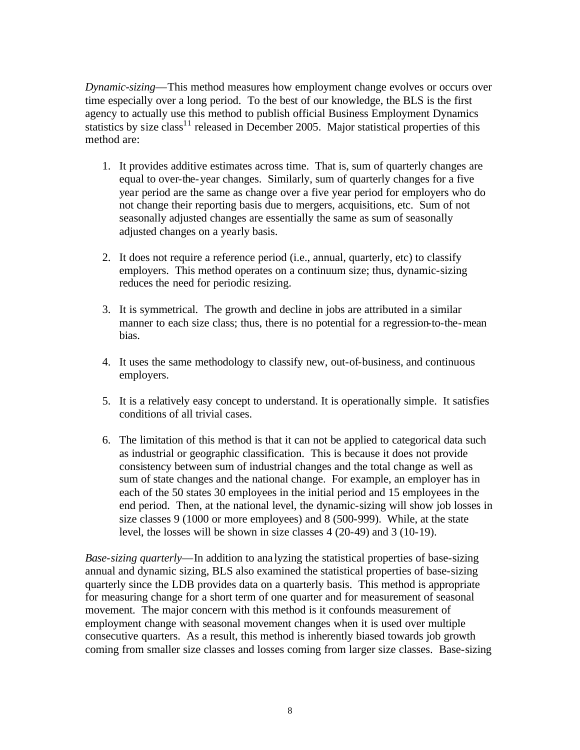*Dynamic-sizing*—This method measures how employment change evolves or occurs over time especially over a long period. To the best of our knowledge, the BLS is the first agency to actually use this method to publish official Business Employment Dynamics statistics by size class[11] released in December 2005. Major statistical properties of this method are:

1. It provides additive estimates across time. That is, sum of quarterly changes are equal to over-the-year changes. Similarly, sum of quarterly changes for a five year period are the same as change over a five year period for employers who do not change their reporting basis due to mergers, acquisitions, etc. Sum of not seasonally adjusted changes are essentially the same as sum of seasonally adjusted changes on a yearly basis.

2. It does not require a reference period (i.e., annual, quarterly, etc) to classify employers. This method operates on a continuum size; thus, dynamic-sizing reduces the need for periodic resizing.

3. It is symmetrical. The growth and decline in jobs are attributed in a similar manner to each size class; thus, there is no potential for a regression-to-the-mean bias.

4. It uses the same methodology to classify new, out-of-business, and continuous employers.

5. It is a relatively easy concept to understand. It is operationally simple. It satisfies conditions of all trivial cases.

6. The limitation of this method is that it can not be applied to categorical data such as industrial or geographic classification. This is because it does not provide consistency between sum of industrial changes and the total change as well as sum of state changes and the national change. For example, an employer has in each of the 50 states 30 employees in the initial period and 15 employees in the end period. Then, at the national level, the dynamic-sizing will show job losses in size classes 9 (1000 or more employees) and 8 (500-999). While, at the state level, the losses will be shown in size classes 4 (20-49) and 3 (10-19).

*Base-sizing quarterly*—In addition to analyzing the statistical properties of base-sizing annual and dynamic sizing, BLS also examined the statistical properties of base-sizing quarterly since the LDB provides data on a quarterly basis. This method is appropriate for measuring change for a short term of one quarter and for measurement of seasonal movement. The major concern with this method is it confounds measurement of employment change with seasonal movement changes when it is used over multiple consecutive quarters. As a result, this method is inherently biased towards job growth coming from smaller size classes and losses coming from larger size classes. Base-sizing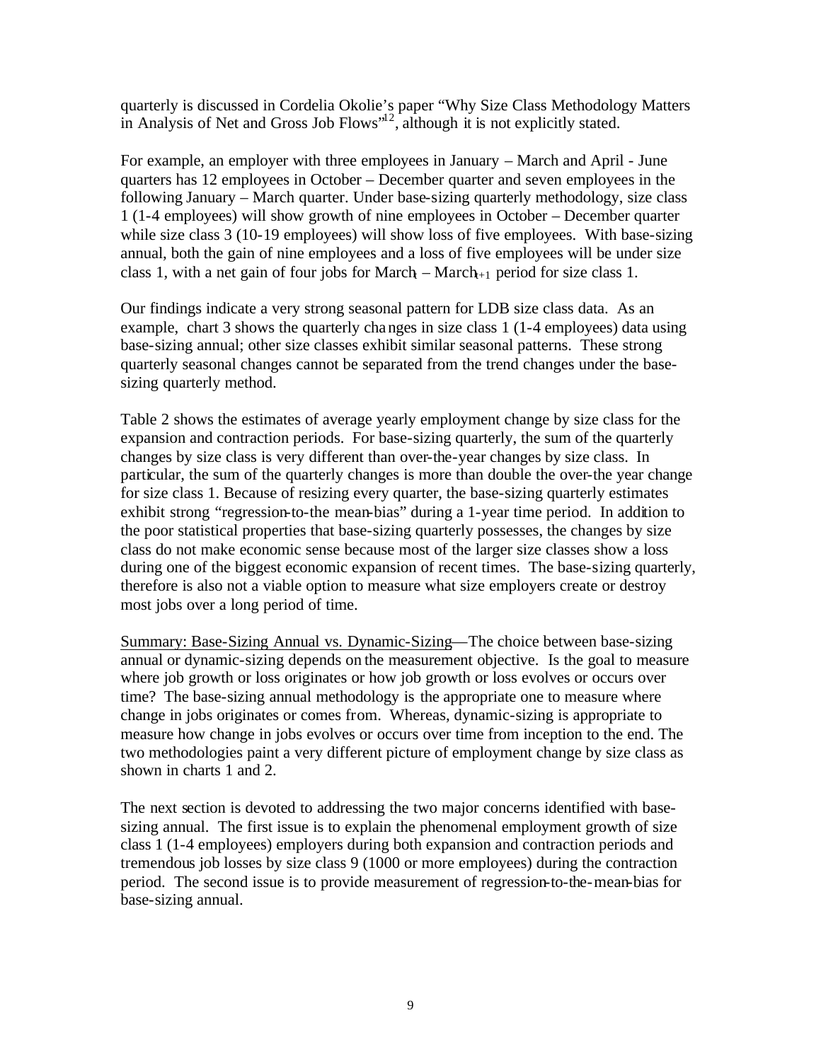quarterly is discussed in Cordelia Okolie's paper "Why Size Class Methodology Matters in Analysis of Net and Gross Job Flows"[12], although it is not explicitly stated.

For example, an employer with three employees in January – March and April - June quarters has 12 employees in October – December quarter and seven employees in the following January – March quarter. Under base-sizing quarterly methodology, size class 1 (1-4 employees) will show growth of nine employees in October – December quarter while size class 3 (10-19 employees) will show loss of five employees. With base-sizing annual, both the gain of nine employees and a loss of five employees will be under size class 1, with a net gain of four jobs for $\text{March}_t$ – $\text{March}_{t+1}$ period for size class 1.

Our findings indicate a very strong seasonal pattern for LDB size class data. As an example, chart 3 shows the quarterly changes in size class 1 (1-4 employees) data using base-sizing annual; other size classes exhibit similar seasonal patterns. These strong quarterly seasonal changes cannot be separated from the trend changes under the base-sizing quarterly method.

Table 2 shows the estimates of average yearly employment change by size class for the expansion and contraction periods. For base-sizing quarterly, the sum of the quarterly changes by size class is very different than over-the-year changes by size class. In particular, the sum of the quarterly changes is more than double the over-the year change for size class 1. Because of resizing every quarter, the base-sizing quarterly estimates exhibit strong "regression-to-the mean-bias" during a 1-year time period. In addition to the poor statistical properties that base-sizing quarterly possesses, the changes by size class do not make economic sense because most of the larger size classes show a loss during one of the biggest economic expansion of recent times. The base-sizing quarterly, therefore is also not a viable option to measure what size employers create or destroy most jobs over a long period of time.

<u>Summary: Base-Sizing Annual vs. Dynamic-Sizing</u>—The choice between base-sizing annual or dynamic-sizing depends on the measurement objective. Is the goal to measure where job growth or loss originates or how job growth or loss evolves or occurs over time? The base-sizing annual methodology is the appropriate one to measure where change in jobs originates or comes from. Whereas, dynamic-sizing is appropriate to measure how change in jobs evolves or occurs over time from inception to the end. The two methodologies paint a very different picture of employment change by size class as shown in charts 1 and 2.

The next section is devoted to addressing the two major concerns identified with base-sizing annual. The first issue is to explain the phenomenal employment growth of size class 1 (1-4 employees) employers during both expansion and contraction periods and tremendous job losses by size class 9 (1000 or more employees) during the contraction period. The second issue is to provide measurement of regression-to-the-mean-bias for base-sizing annual.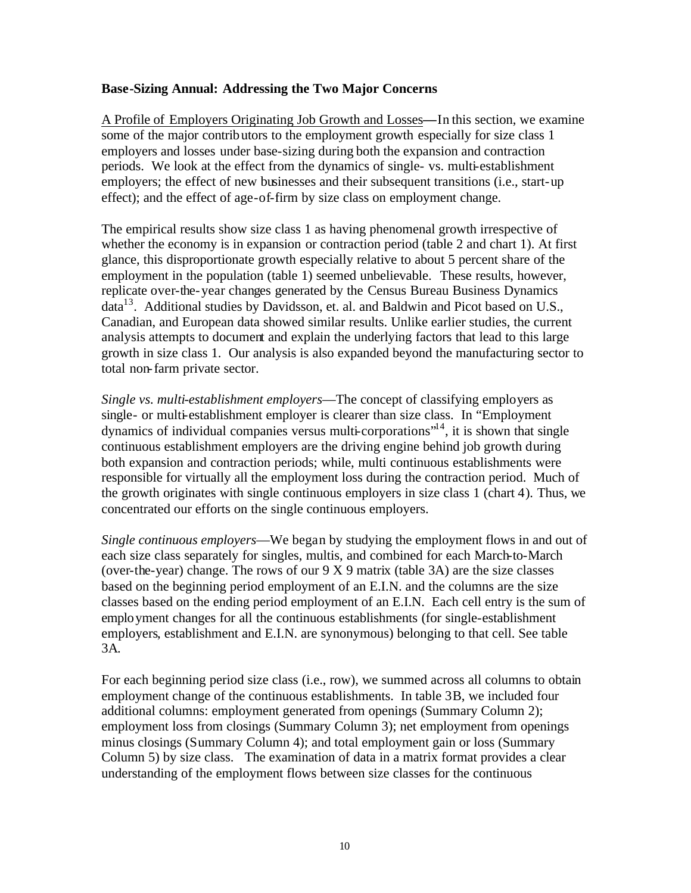**Base-Sizing Annual: Addressing the Two Major Concerns**

A Profile of Employers Originating Job Growth and Losses—In this section, we examine some of the major contributors to the employment growth especially for size class 1 employers and losses under base-sizing during both the expansion and contraction periods. We look at the effect from the dynamics of single- vs. multi-establishment employers; the effect of new businesses and their subsequent transitions (i.e., start-up effect); and the effect of age-of-firm by size class on employment change.

The empirical results show size class 1 as having phenomenal growth irrespective of whether the economy is in expansion or contraction period (table 2 and chart 1). At first glance, this disproportionate growth especially relative to about 5 percent share of the employment in the population (table 1) seemed unbelievable. These results, however, replicate over-the-year changes generated by the Census Bureau Business Dynamics data[13]. Additional studies by Davidsson, et. al. and Baldwin and Picot based on U.S., Canadian, and European data showed similar results. Unlike earlier studies, the current analysis attempts to document and explain the underlying factors that lead to this large growth in size class 1. Our analysis is also expanded beyond the manufacturing sector to total non-farm private sector.

*Single vs. multi-establishment employers*—The concept of classifying employers as single- or multi-establishment employer is clearer than size class. In "Employment dynamics of individual companies versus multi-corporations"[14], it is shown that single continuous establishment employers are the driving engine behind job growth during both expansion and contraction periods; while, multi continuous establishments were responsible for virtually all the employment loss during the contraction period. Much of the growth originates with single continuous employers in size class 1 (chart 4). Thus, we concentrated our efforts on the single continuous employers.

*Single continuous employers*—We began by studying the employment flows in and out of each size class separately for singles, multis, and combined for each March-to-March (over-the-year) change. The rows of our 9 X 9 matrix (table 3A) are the size classes based on the beginning period employment of an E.I.N. and the columns are the size classes based on the ending period employment of an E.I.N. Each cell entry is the sum of employment changes for all the continuous establishments (for single-establishment employers, establishment and E.I.N. are synonymous) belonging to that cell. See table 3A.

For each beginning period size class (i.e., row), we summed across all columns to obtain employment change of the continuous establishments. In table 3B, we included four additional columns: employment generated from openings (Summary Column 2); employment loss from closings (Summary Column 3); net employment from openings minus closings (Summary Column 4); and total employment gain or loss (Summary Column 5) by size class. The examination of data in a matrix format provides a clear understanding of the employment flows between size classes for the continuous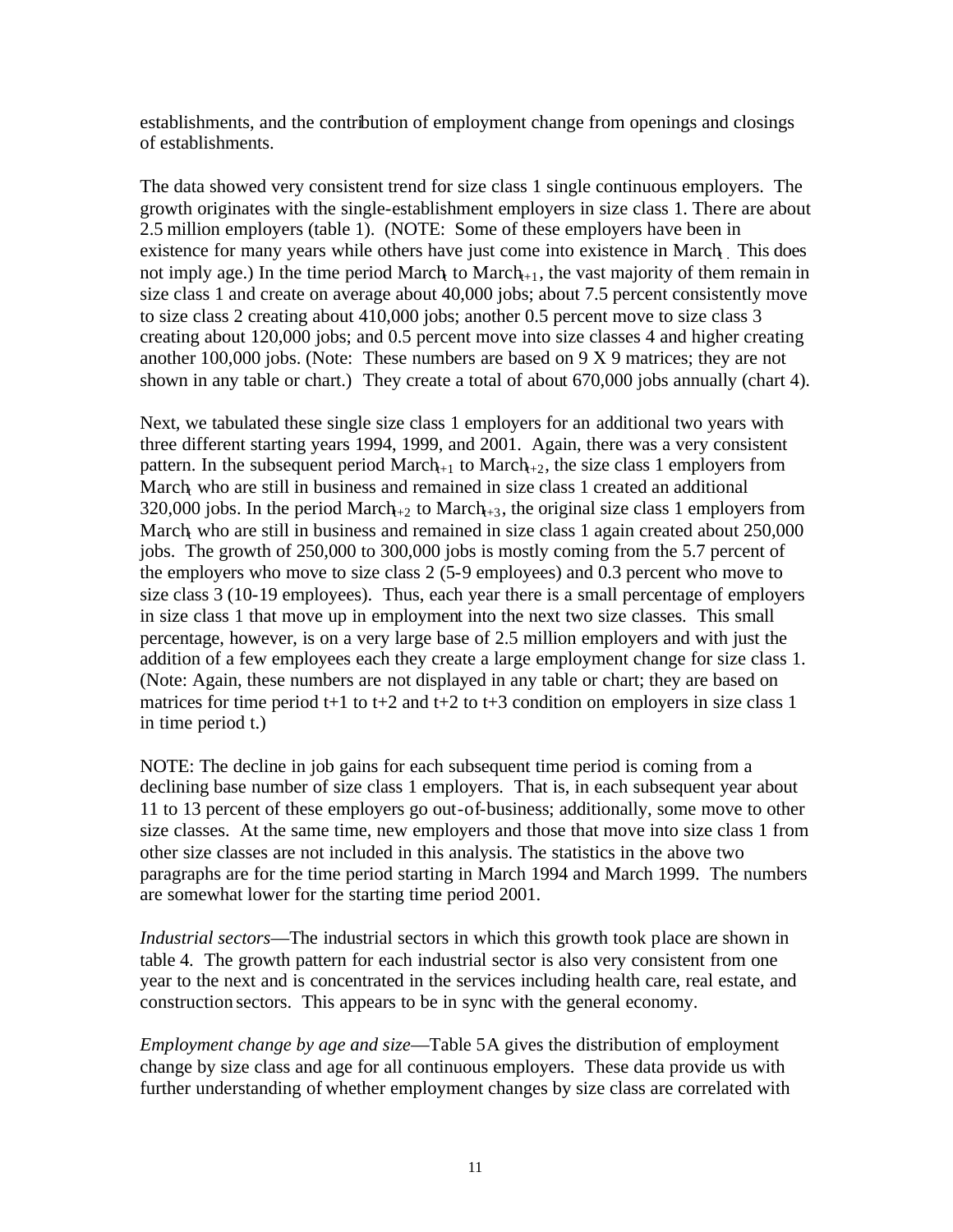establishments, and the contribution of employment change from openings and closings of establishments.

The data showed very consistent trend for size class 1 single continuous employers. The growth originates with the single-establishment employers in size class 1. There are about 2.5 million employers (table 1). (NOTE: Some of these employers have been in existence for many years while others have just come into existence in March$_t$. This does not imply age.) In the time period March$_t$ to March$_{t+1}$, the vast majority of them remain in size class 1 and create on average about 40,000 jobs; about 7.5 percent consistently move to size class 2 creating about 410,000 jobs; another 0.5 percent move to size class 3 creating about 120,000 jobs; and 0.5 percent move into size classes 4 and higher creating another 100,000 jobs. (Note: These numbers are based on 9 X 9 matrices; they are not shown in any table or chart.) They create a total of about 670,000 jobs annually (chart 4).

Next, we tabulated these single size class 1 employers for an additional two years with three different starting years 1994, 1999, and 2001. Again, there was a very consistent pattern. In the subsequent period March$_{t+1}$ to March$_{t+2}$, the size class 1 employers from March$_t$ who are still in business and remained in size class 1 created an additional 320,000 jobs. In the period March$_{t+2}$ to March$_{t+3}$, the original size class 1 employers from March$_t$ who are still in business and remained in size class 1 again created about 250,000 jobs. The growth of 250,000 to 300,000 jobs is mostly coming from the 5.7 percent of the employers who move to size class 2 (5-9 employees) and 0.3 percent who move to size class 3 (10-19 employees). Thus, each year there is a small percentage of employers in size class 1 that move up in employment into the next two size classes. This small percentage, however, is on a very large base of 2.5 million employers and with just the addition of a few employees each they create a large employment change for size class 1. (Note: Again, these numbers are not displayed in any table or chart; they are based on matrices for time period t+1 to t+2 and t+2 to t+3 condition on employers in size class 1 in time period t.)

NOTE: The decline in job gains for each subsequent time period is coming from a declining base number of size class 1 employers. That is, in each subsequent year about 11 to 13 percent of these employers go out-of-business; additionally, some move to other size classes. At the same time, new employers and those that move into size class 1 from other size classes are not included in this analysis. The statistics in the above two paragraphs are for the time period starting in March 1994 and March 1999. The numbers are somewhat lower for the starting time period 2001.

*Industrial sectors*—The industrial sectors in which this growth took place are shown in table 4. The growth pattern for each industrial sector is also very consistent from one year to the next and is concentrated in the services including health care, real estate, and construction sectors. This appears to be in sync with the general economy.

*Employment change by age and size*—Table 5A gives the distribution of employment change by size class and age for all continuous employers. These data provide us with further understanding of whether employment changes by size class are correlated with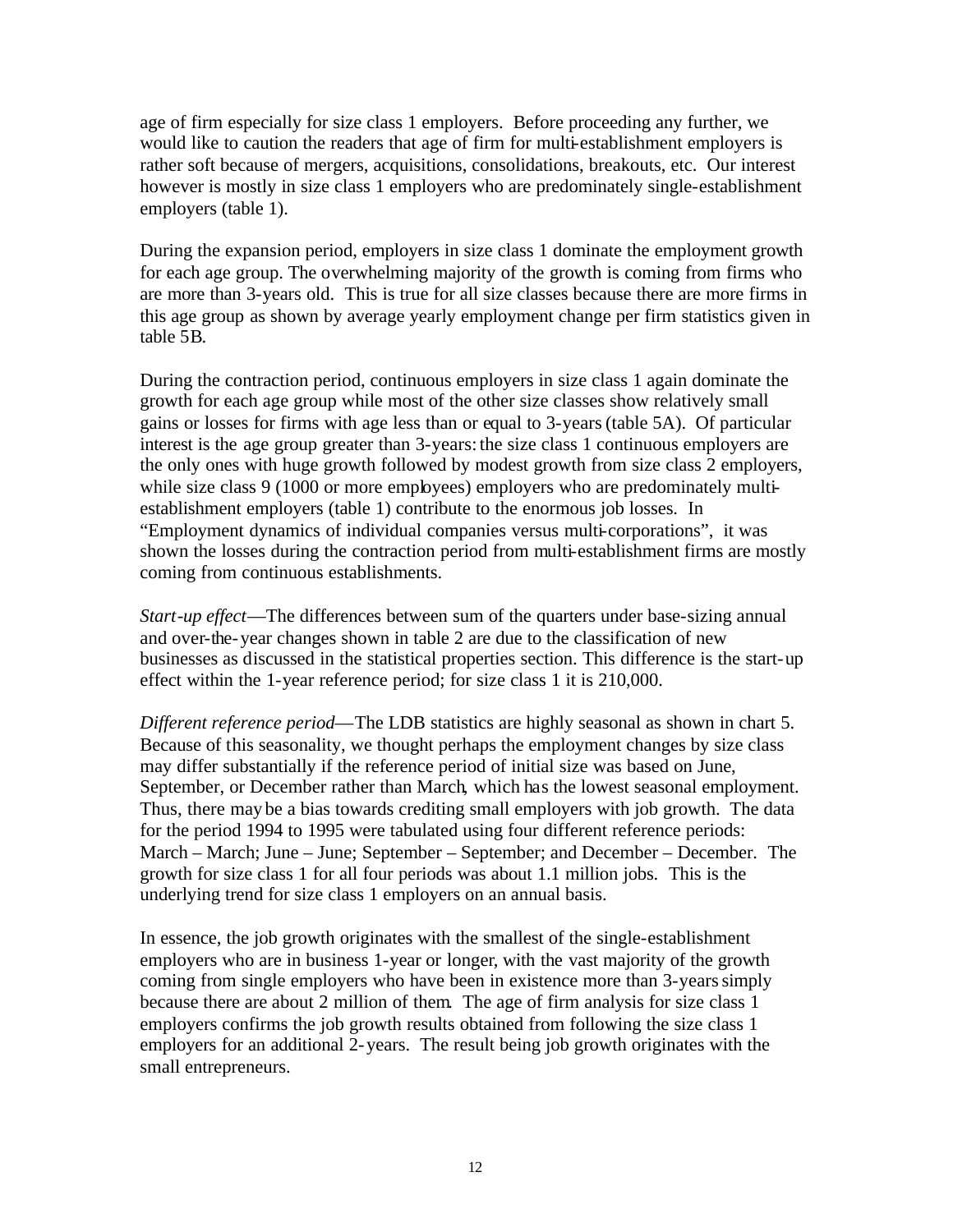age of firm especially for size class 1 employers. Before proceeding any further, we would like to caution the readers that age of firm for multi-establishment employers is rather soft because of mergers, acquisitions, consolidations, breakouts, etc. Our interest however is mostly in size class 1 employers who are predominately single-establishment employers (table 1).

During the expansion period, employers in size class 1 dominate the employment growth for each age group. The overwhelming majority of the growth is coming from firms who are more than 3-years old. This is true for all size classes because there are more firms in this age group as shown by average yearly employment change per firm statistics given in table 5B.

During the contraction period, continuous employers in size class 1 again dominate the growth for each age group while most of the other size classes show relatively small gains or losses for firms with age less than or equal to 3-years (table 5A). Of particular interest is the age group greater than 3-years: the size class 1 continuous employers are the only ones with huge growth followed by modest growth from size class 2 employers, while size class 9 (1000 or more employees) employers who are predominately multi-establishment employers (table 1) contribute to the enormous job losses. In "Employment dynamics of individual companies versus multi-corporations", it was shown the losses during the contraction period from multi-establishment firms are mostly coming from continuous establishments.

*Start-up effect*—The differences between sum of the quarters under base-sizing annual and over-the-year changes shown in table 2 are due to the classification of new businesses as discussed in the statistical properties section. This difference is the start-up effect within the 1-year reference period; for size class 1 it is 210,000.

*Different reference period*—The LDB statistics are highly seasonal as shown in chart 5. Because of this seasonality, we thought perhaps the employment changes by size class may differ substantially if the reference period of initial size was based on June, September, or December rather than March, which has the lowest seasonal employment. Thus, there may be a bias towards crediting small employers with job growth. The data for the period 1994 to 1995 were tabulated using four different reference periods: March – March; June – June; September – September; and December – December. The growth for size class 1 for all four periods was about 1.1 million jobs. This is the underlying trend for size class 1 employers on an annual basis.

In essence, the job growth originates with the smallest of the single-establishment employers who are in business 1-year or longer, with the vast majority of the growth coming from single employers who have been in existence more than 3-years simply because there are about 2 million of them. The age of firm analysis for size class 1 employers confirms the job growth results obtained from following the size class 1 employers for an additional 2-years. The result being job growth originates with the small entrepreneurs.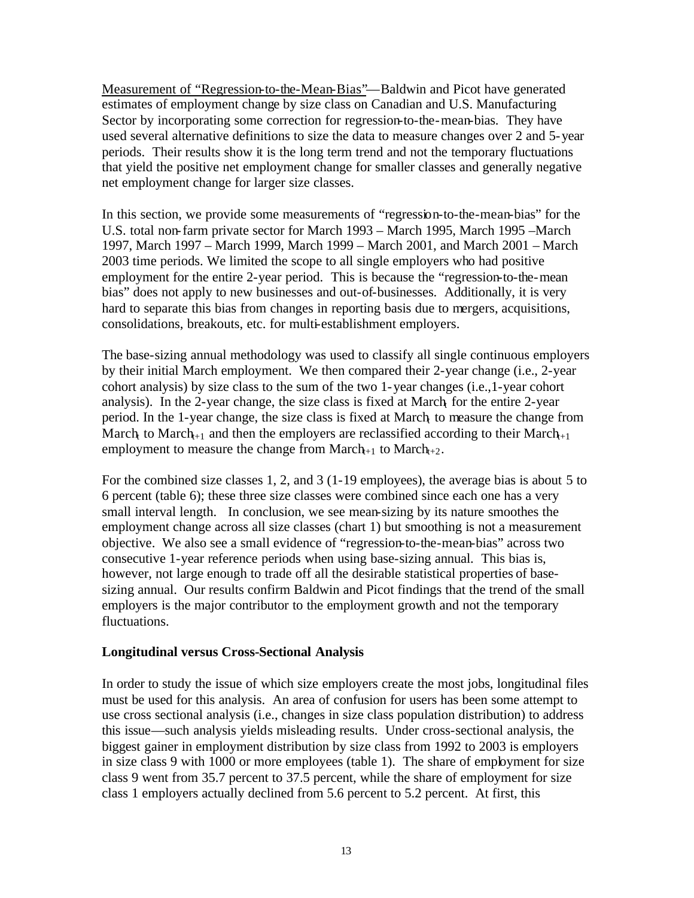<u>Measurement of "Regression-to-the-Mean-Bias"</u>—Baldwin and Picot have generated estimates of employment change by size class on Canadian and U.S. Manufacturing Sector by incorporating some correction for regression-to-the-mean-bias. They have used several alternative definitions to size the data to measure changes over 2 and 5-year periods. Their results show it is the long term trend and not the temporary fluctuations that yield the positive net employment change for smaller classes and generally negative net employment change for larger size classes.

In this section, we provide some measurements of "regression-to-the-mean-bias" for the U.S. total non-farm private sector for March 1993 – March 1995, March 1995 –March 1997, March 1997 – March 1999, March 1999 – March 2001, and March 2001 – March 2003 time periods. We limited the scope to all single employers who had positive employment for the entire 2-year period. This is because the "regression-to-the-mean bias" does not apply to new businesses and out-of-businesses. Additionally, it is very hard to separate this bias from changes in reporting basis due to mergers, acquisitions, consolidations, breakouts, etc. for multi-establishment employers.

The base-sizing annual methodology was used to classify all single continuous employers by their initial March employment. We then compared their 2-year change (i.e., 2-year cohort analysis) by size class to the sum of the two 1-year changes (i.e.,1-year cohort analysis). In the 2-year change, the size class is fixed at $\text{March}_t$ for the entire 2-year period. In the 1-year change, the size class is fixed at $\text{March}_t$ to measure the change from $\text{March}_t$ to $\text{March}_{t+1}$ and then the employers are reclassified according to their $\text{March}_{t+1}$ employment to measure the change from $\text{March}_{t+1}$ to $\text{March}_{t+2}$.

For the combined size classes 1, 2, and 3 (1-19 employees), the average bias is about 5 to 6 percent (table 6); these three size classes were combined since each one has a very small interval length. In conclusion, we see mean-sizing by its nature smoothes the employment change across all size classes (chart 1) but smoothing is not a measurement objective. We also see a small evidence of "regression-to-the-mean-bias" across two consecutive 1-year reference periods when using base-sizing annual. This bias is, however, not large enough to trade off all the desirable statistical properties of base-sizing annual. Our results confirm Baldwin and Picot findings that the trend of the small employers is the major contributor to the employment growth and not the temporary fluctuations.

**Longitudinal versus Cross-Sectional Analysis**

In order to study the issue of which size employers create the most jobs, longitudinal files must be used for this analysis. An area of confusion for users has been some attempt to use cross sectional analysis (i.e., changes in size class population distribution) to address this issue—such analysis yields misleading results. Under cross-sectional analysis, the biggest gainer in employment distribution by size class from 1992 to 2003 is employers in size class 9 with 1000 or more employees (table 1). The share of employment for size class 9 went from 35.7 percent to 37.5 percent, while the share of employment for size class 1 employers actually declined from 5.6 percent to 5.2 percent. At first, this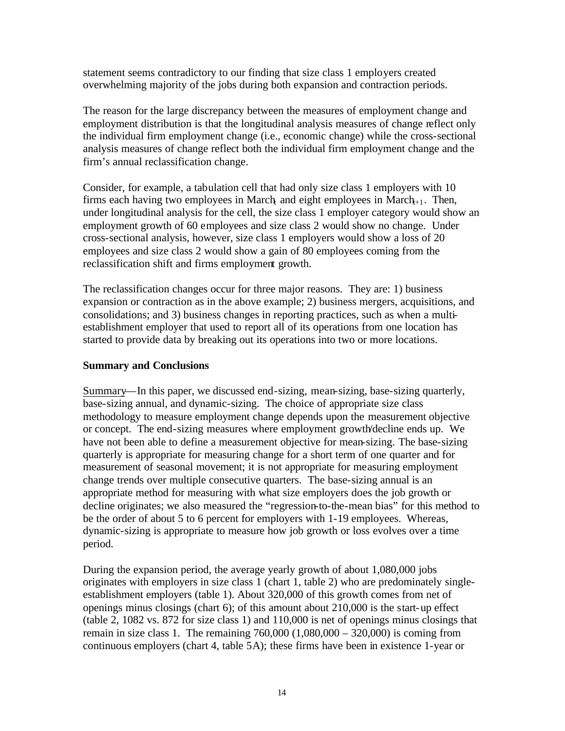statement seems contradictory to our finding that size class 1 employers created overwhelming majority of the jobs during both expansion and contraction periods.

The reason for the large discrepancy between the measures of employment change and employment distribution is that the longitudinal analysis measures of change reflect only the individual firm employment change (i.e., economic change) while the cross-sectional analysis measures of change reflect both the individual firm employment change and the firm's annual reclassification change.

Consider, for example, a tabulation cell that had only size class 1 employers with 10 firms each having two employees in $\text{March}_t$ and eight employees in $\text{March}_{t+1}$. Then, under longitudinal analysis for the cell, the size class 1 employer category would show an employment growth of 60 employees and size class 2 would show no change. Under cross-sectional analysis, however, size class 1 employers would show a loss of 20 employees and size class 2 would show a gain of 80 employees coming from the reclassification shift and firms employment growth.

The reclassification changes occur for three major reasons. They are: 1) business expansion or contraction as in the above example; 2) business mergers, acquisitions, and consolidations; and 3) business changes in reporting practices, such as when a multi-establishment employer that used to report all of its operations from one location has started to provide data by breaking out its operations into two or more locations.

**Summary and Conclusions**

Summary—In this paper, we discussed end-sizing, mean-sizing, base-sizing quarterly, base-sizing annual, and dynamic-sizing. The choice of appropriate size class methodology to measure employment change depends upon the measurement objective or concept. The end-sizing measures where employment growth/decline ends up. We have not been able to define a measurement objective for mean-sizing. The base-sizing quarterly is appropriate for measuring change for a short term of one quarter and for measurement of seasonal movement; it is not appropriate for measuring employment change trends over multiple consecutive quarters. The base-sizing annual is an appropriate method for measuring with what size employers does the job growth or decline originates; we also measured the "regression-to-the-mean bias" for this method to be the order of about 5 to 6 percent for employers with 1-19 employees. Whereas, dynamic-sizing is appropriate to measure how job growth or loss evolves over a time period.

During the expansion period, the average yearly growth of about 1,080,000 jobs originates with employers in size class 1 (chart 1, table 2) who are predominately single-establishment employers (table 1). About 320,000 of this growth comes from net of openings minus closings (chart 6); of this amount about 210,000 is the start-up effect (table 2, 1082 vs. 872 for size class 1) and 110,000 is net of openings minus closings that remain in size class 1. The remaining 760,000 (1,080,000 – 320,000) is coming from continuous employers (chart 4, table 5A); these firms have been in existence 1-year or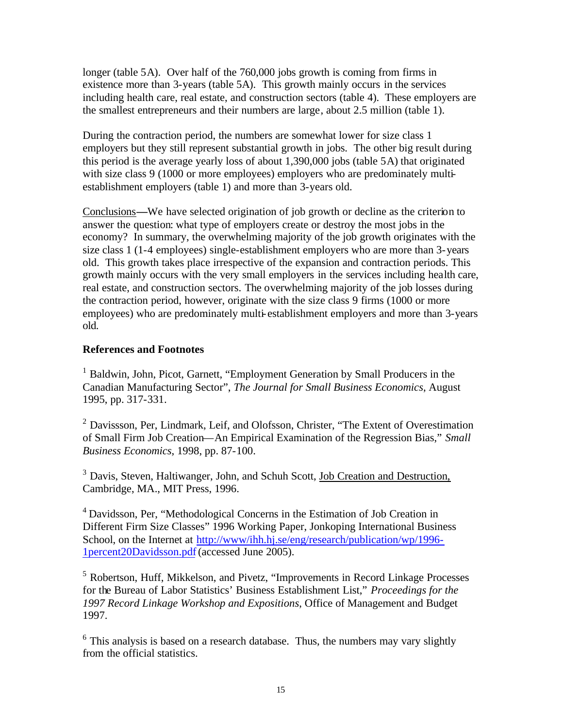longer (table 5A). Over half of the 760,000 jobs growth is coming from firms in existence more than 3-years (table 5A). This growth mainly occurs in the services including health care, real estate, and construction sectors (table 4). These employers are the smallest entrepreneurs and their numbers are large, about 2.5 million (table 1).

During the contraction period, the numbers are somewhat lower for size class 1 employers but they still represent substantial growth in jobs. The other big result during this period is the average yearly loss of about 1,390,000 jobs (table 5A) that originated with size class 9 (1000 or more employees) employers who are predominately multi-establishment employers (table 1) and more than 3-years old.

Conclusions—We have selected origination of job growth or decline as the criterion to answer the question: what type of employers create or destroy the most jobs in the economy? In summary, the overwhelming majority of the job growth originates with the size class 1 (1-4 employees) single-establishment employers who are more than 3-years old. This growth takes place irrespective of the expansion and contraction periods. This growth mainly occurs with the very small employers in the services including health care, real estate, and construction sectors. The overwhelming majority of the job losses during the contraction period, however, originate with the size class 9 firms (1000 or more employees) who are predominately multi-establishment employers and more than 3-years old.

**References and Footnotes**

[1] Baldwin, John, Picot, Garnett, "Employment Generation by Small Producers in the Canadian Manufacturing Sector", *The Journal for Small Business Economics*, August 1995, pp. 317-331.

[2] Davissson, Per, Lindmark, Leif, and Olofsson, Christer, "The Extent of Overestimation of Small Firm Job Creation—An Empirical Examination of the Regression Bias," *Small Business Economics*, 1998, pp. 87-100.

[3] Davis, Steven, Haltiwanger, John, and Schuh Scott, Job Creation and Destruction, Cambridge, MA., MIT Press, 1996.

[4] Davidsson, Per, "Methodological Concerns in the Estimation of Job Creation in Different Firm Size Classes" 1996 Working Paper, Jonkoping International Business School, on the Internet at http://www/ihh.hj.se/eng/research/publication/wp/1996-1percent20Davidsson.pdf (accessed June 2005).

[5] Robertson, Huff, Mikkelson, and Pivetz, "Improvements in Record Linkage Processes for the Bureau of Labor Statistics' Business Establishment List," *Proceedings for the 1997 Record Linkage Workshop and Expositions*, Office of Management and Budget 1997.

[6] This analysis is based on a research database. Thus, the numbers may vary slightly from the official statistics.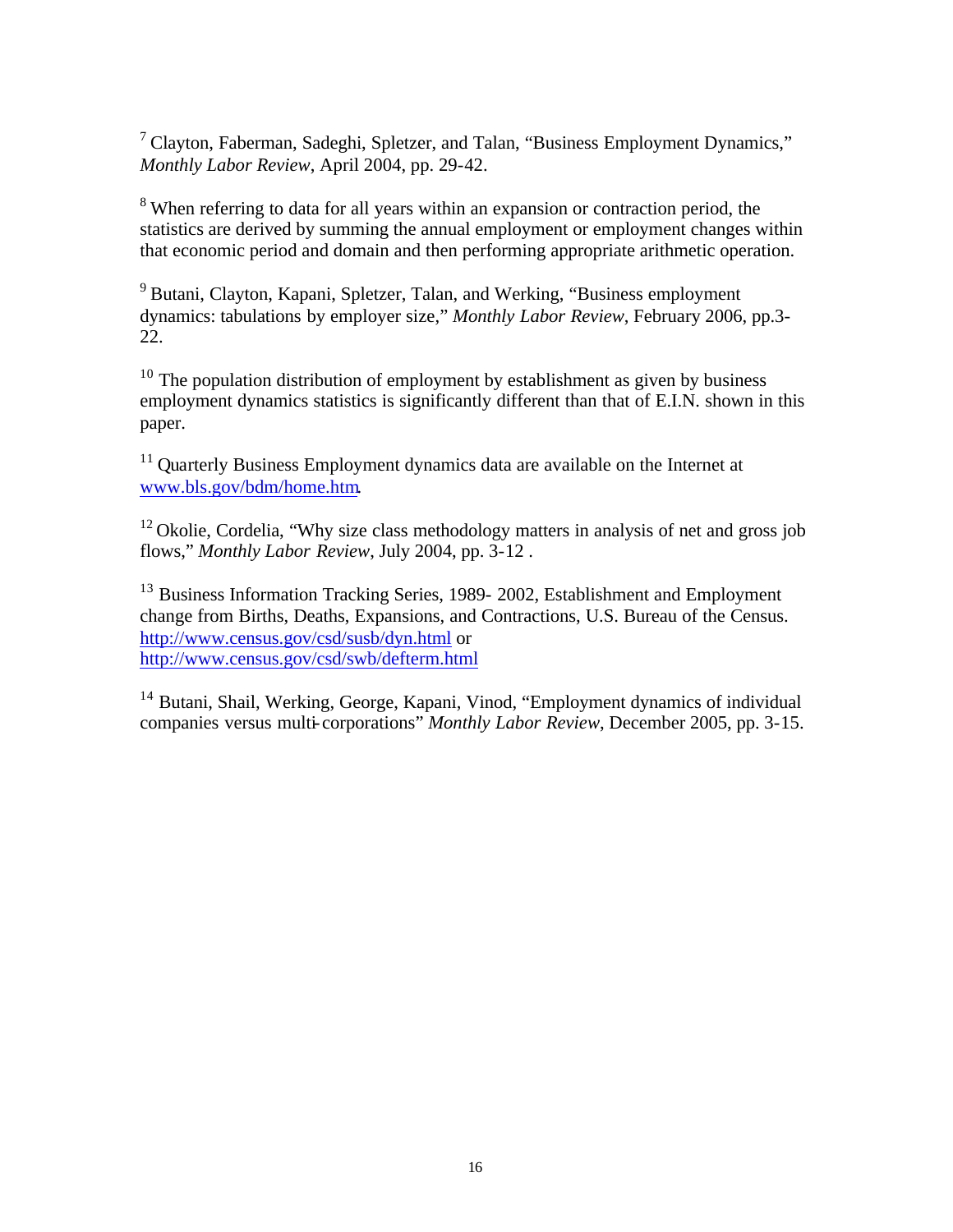[7] Clayton, Faberman, Sadeghi, Spletzer, and Talan, "Business Employment Dynamics," *Monthly Labor Review*, April 2004, pp. 29-42.

[8] When referring to data for all years within an expansion or contraction period, the statistics are derived by summing the annual employment or employment changes within that economic period and domain and then performing appropriate arithmetic operation.

[9] Butani, Clayton, Kapani, Spletzer, Talan, and Werking, "Business employment dynamics: tabulations by employer size," *Monthly Labor Review*, February 2006, pp.3-22.

[10] The population distribution of employment by establishment as given by business employment dynamics statistics is significantly different than that of E.I.N. shown in this paper.

[11] Quarterly Business Employment dynamics data are available on the Internet at www.bls.gov/bdm/home.htm.

[12] Okolie, Cordelia, "Why size class methodology matters in analysis of net and gross job flows," *Monthly Labor Review*, July 2004, pp. 3-12 .

[13] Business Information Tracking Series, 1989- 2002, Establishment and Employment change from Births, Deaths, Expansions, and Contractions, U.S. Bureau of the Census. http://www.census.gov/csd/susb/dyn.html or http://www.census.gov/csd/swb/defterm.html

[14] Butani, Shail, Werking, George, Kapani, Vinod, "Employment dynamics of individual companies versus multi-corporations" *Monthly Labor Review*, December 2005, pp. 3-15.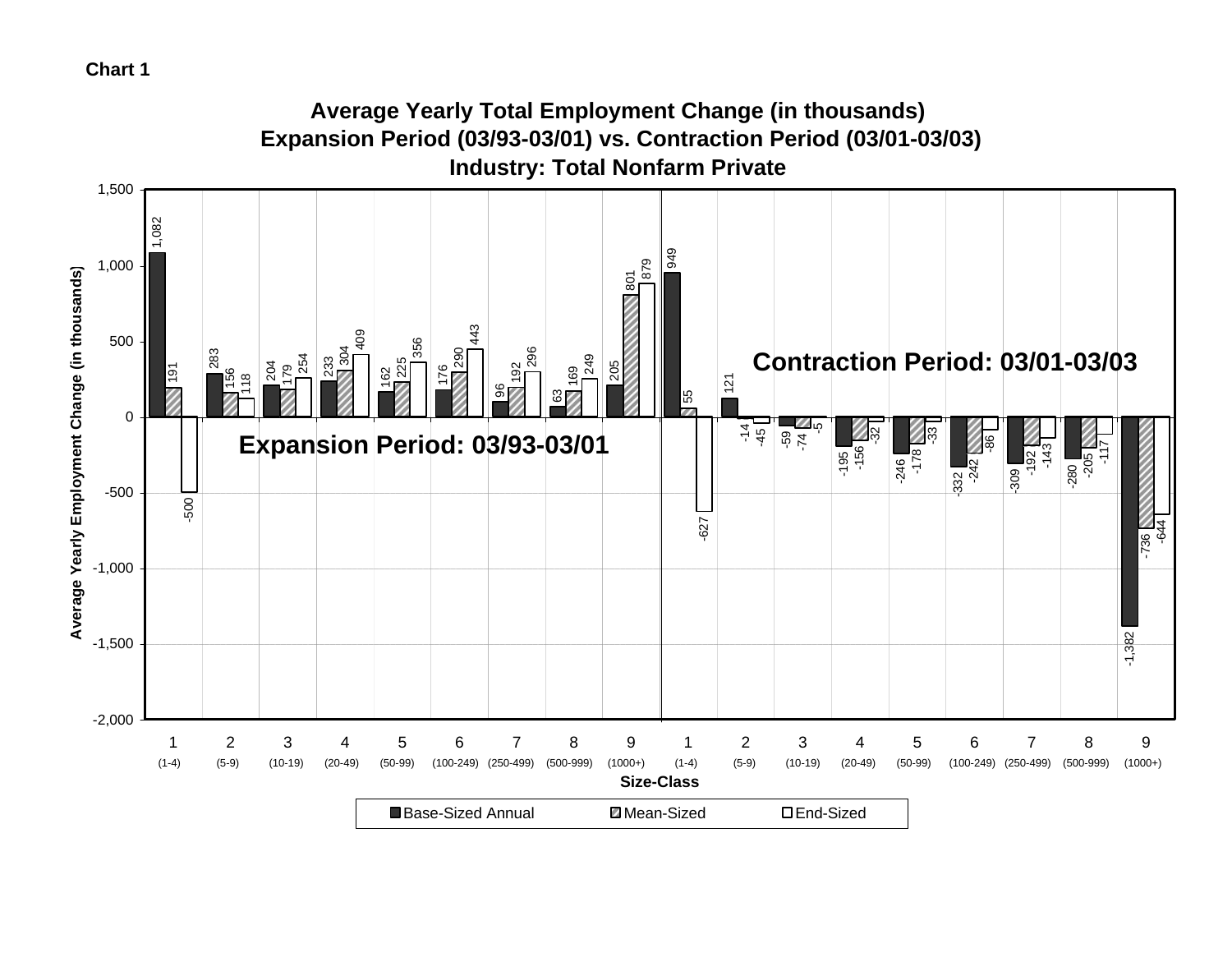**Chart 1**

## Average Yearly Total Employment Change (in thousands)
## Expansion Period (03/93-03/01) vs. Contraction Period (03/01-03/03)
## Industry: Total Nonfarm Private

**Expansion Period: 03/93-03/01**

| Size-Class | Base-Sized Annual | Mean-Sized | End-Sized |
|---|---|---|---|
| 1 (1-4) | 1,082 | 191 | -500 |
| 2 (5-9) | 283 | 156 | 118 |
| 3 (10-19) | 204 | 179 | 254 |
| 4 (20-49) | 233 | 304 | 409 |
| 5 (50-99) | 162 | 225 | 356 |
| 6 (100-249) | 176 | 290 | 443 |
| 7 (250-499) | 96 | 192 | 296 |
| 8 (500-999) | 63 | 169 | 249 |
| 9 (1000+) | 205 | 801 | 879 |

**Contraction Period: 03/01-03/03**

| Size-Class | Base-Sized Annual | Mean-Sized | End-Sized |
|---|---|---|---|
| 1 (1-4) | 949 | 55 | -627 |
| 2 (5-9) | 121 | -14 | -45 |
| 3 (10-19) | -59 | -74 | -5 |
| 4 (20-49) | -195 | -156 | -32 |
| 5 (50-99) | -246 | -178 | -33 |
| 6 (100-249) | -332 | -242 | -86 |
| 7 (250-499) | -309 | -192 | -143 |
| 8 (500-999) | -280 | -205 | -117 |
| 9 (1000+) | -1,382 | -736 | -644 |

Y-axis: Average Yearly Employment Change (in thousands)

X-axis: Size-Class

Legend: Base-Sized Annual, Mean-Sized, End-Sized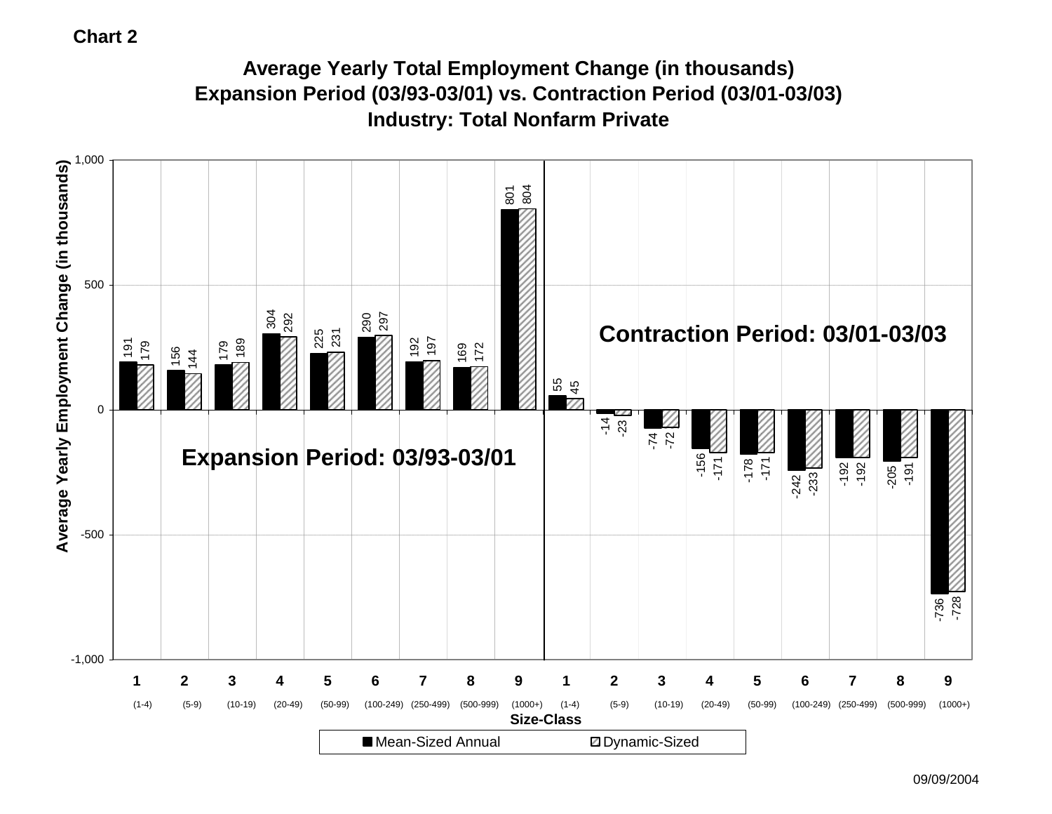Chart 2

## Average Yearly Total Employment Change (in thousands)
## Expansion Period (03/93-03/01) vs. Contraction Period (03/01-03/03)
## Industry: Total Nonfarm Private

| Period | Size-Class | Mean-Sized Annual | Dynamic-Sized |
|---|---|---|---|
| Expansion Period: 03/93-03/01 | 1 (1-4) | 191 | 179 |
| | 2 (5-9) | 156 | 144 |
| | 3 (10-19) | 179 | 189 |
| | 4 (20-49) | 304 | 292 |
| | 5 (50-99) | 225 | 231 |
| | 6 (100-249) | 290 | 297 |
| | 7 (250-499) | 192 | 197 |
| | 8 (500-999) | 169 | 172 |
| | 9 (1000+) | 801 | 804 |
| Contraction Period: 03/01-03/03 | 1 (1-4) | 55 | 45 |
| | 2 (5-9) | -14 | -23 |
| | 3 (10-19) | -74 | -72 |
| | 4 (20-49) | -156 | -171 |
| | 5 (50-99) | -178 | -171 |
| | 6 (100-249) | -242 | -233 |
| | 7 (250-499) | -192 | -192 |
| | 8 (500-999) | -205 | -191 |
| | 9 (1000+) | -736 | -728 |

Y-axis: Average Yearly Employment Change (in thousands)
X-axis: Size-Class

09/09/2004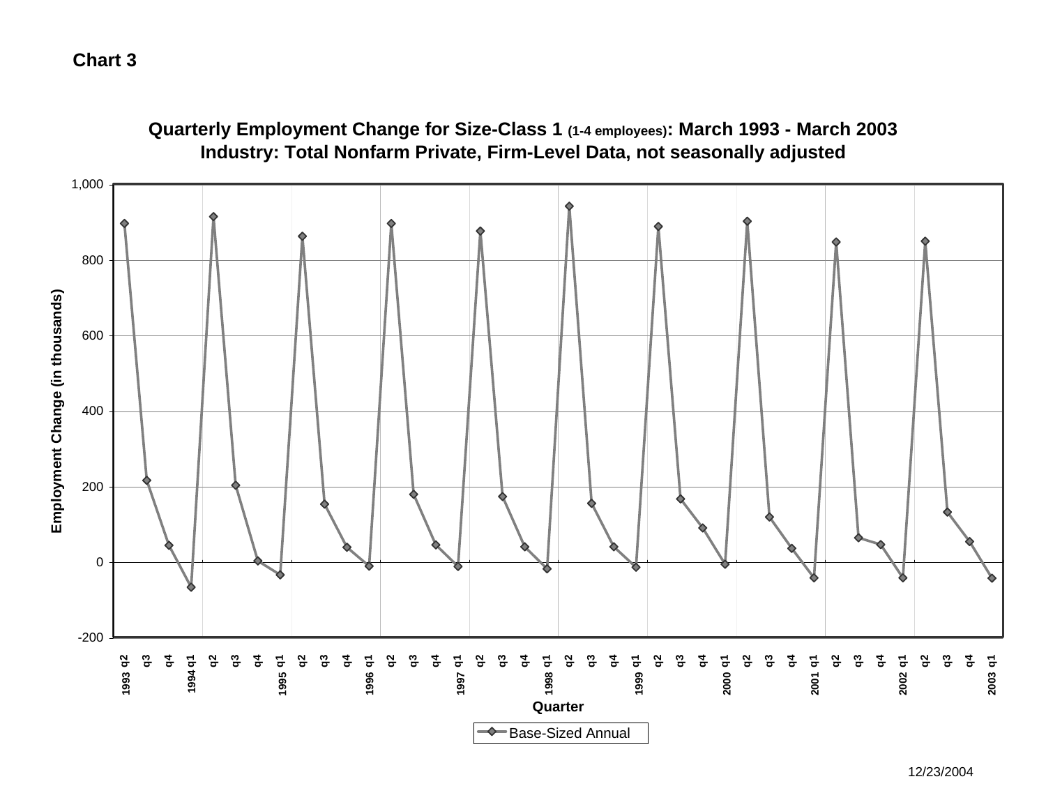**Chart 3**

**Quarterly Employment Change for Size-Class 1 (1-4 employees): March 1993 - March 2003**
**Industry: Total Nonfarm Private, Firm-Level Data, not seasonally adjusted**

Employment Change (in thousands)

1,000
800
600
400
200
0
-200

1993 q2 q3 q4 1994 q1 q2 q3 q4 1995 q1 q2 q3 q4 1996 q1 q2 q3 q4 1997 q1 q2 q3 q4 1998 q1 q2 q3 q4 1999 q1 q2 q3 q4 2000 q1 q2 q3 q4 2001 q1 q2 q3 q4 2002 q1 q2 q3 q4 2003 q1

Quarter

Base-Sized Annual

12/23/2004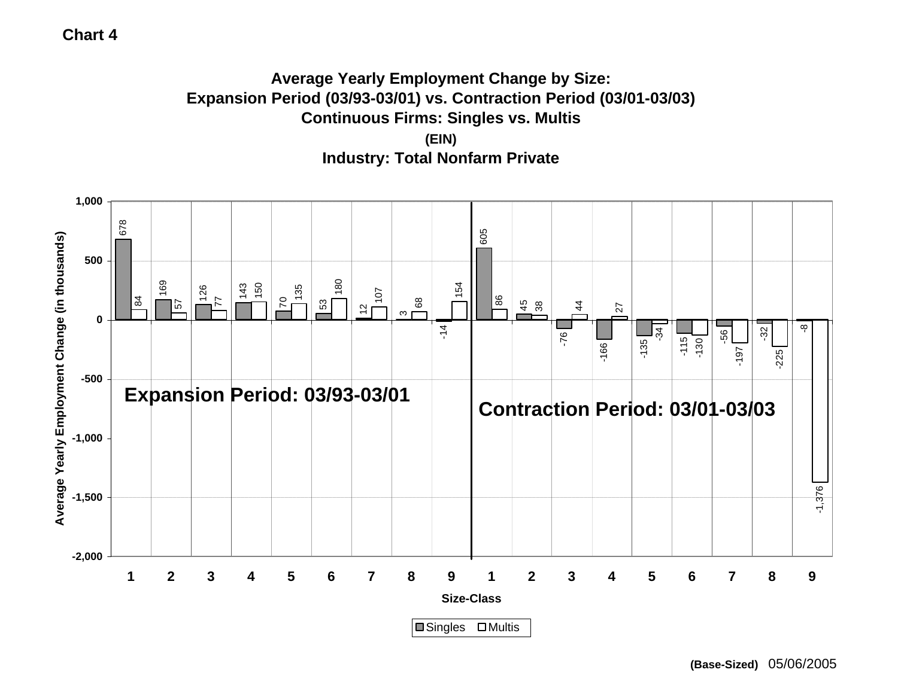**Chart 4**

### Average Yearly Employment Change by Size: Expansion Period (03/93-03/01) vs. Contraction Period (03/01-03/03)
### Continuous Firms: Singles vs. Multis
### (EIN)
### Industry: Total Nonfarm Private

Average Yearly Employment Change (in thousands)

| Size-Class | Expansion Period: 03/93-03/01 Singles | Expansion Period: 03/93-03/01 Multis | Contraction Period: 03/01-03/03 Singles | Contraction Period: 03/01-03/03 Multis |
|---|---|---|---|---|
| 1 | 678 | 84 | 605 | 86 |
| 2 | 169 | 57 | 45 | 38 |
| 3 | 126 | 77 | -76 | 44 |
| 4 | 143 | 150 | -166 | 27 |
| 5 | 70 | 135 | -135 | -34 |
| 6 | 53 | 180 | -115 | -130 |
| 7 | 12 | 107 | -56 | -197 |
| 8 | 3 | 68 | -32 | -225 |
| 9 | -14 | 154 | -8 | -1,376 |

Size-Class

■ Singles □ Multis

**(Base-Sized)** 05/06/2005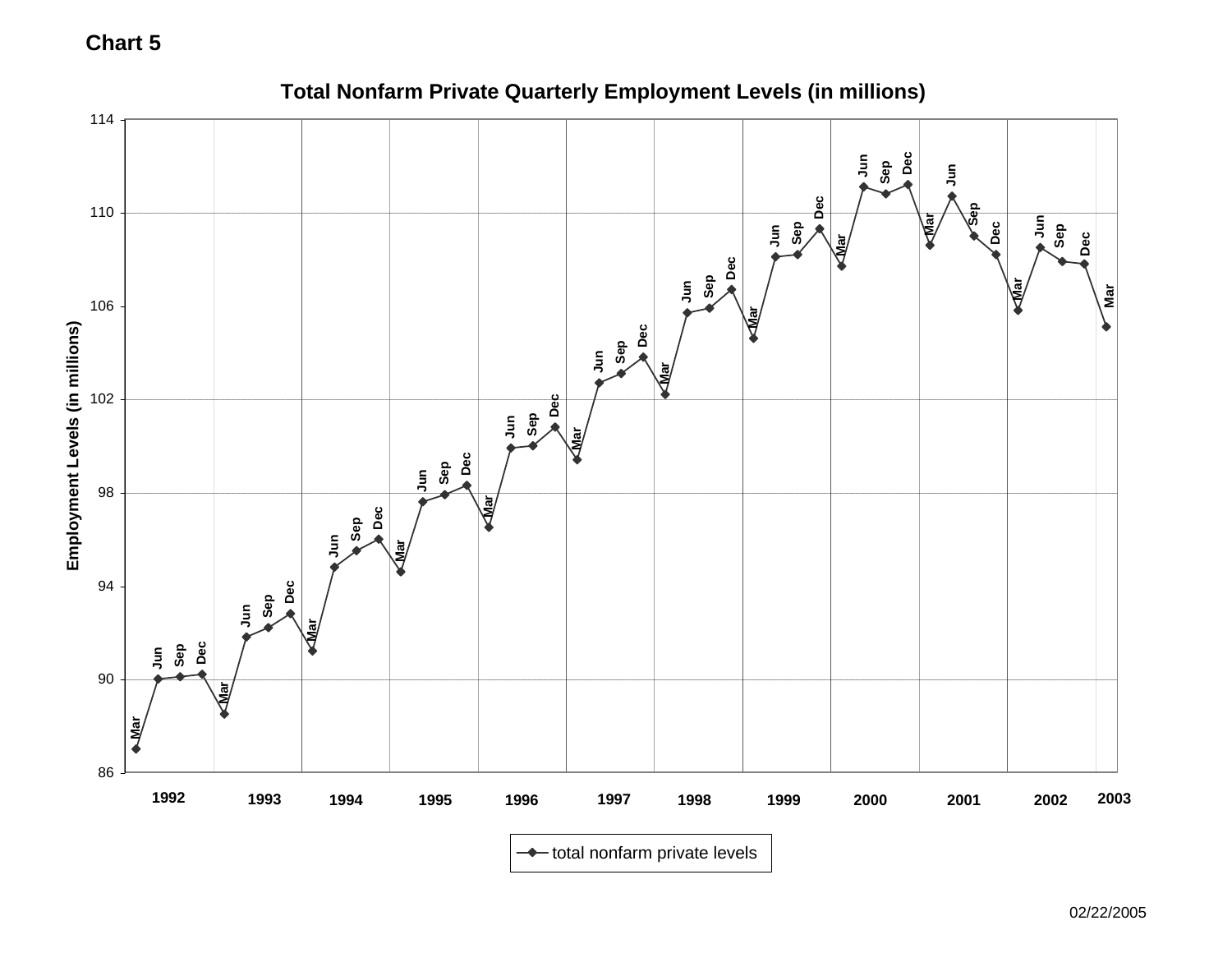**Chart 5**

**Total Nonfarm Private Quarterly Employment Levels (in millions)**

Employment Levels (in millions)

114
110
106
102
98
94
90
86

1992 1993 1994 1995 1996 1997 1998 1999 2000 2001 2002 2003

Mar Jun Sep Dec

total nonfarm private levels

02/22/2005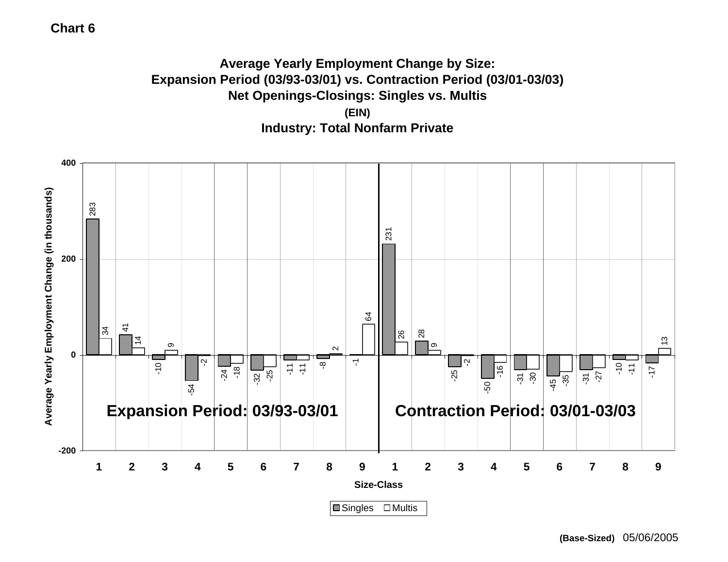**Chart 6**

**Average Yearly Employment Change by Size:**
**Expansion Period (03/93-03/01) vs. Contraction Period (03/01-03/03)**
**Net Openings-Closings: Singles vs. Multis**
**(EIN)**
**Industry: Total Nonfarm Private**

Average Yearly Employment Change (in thousands)

**Expansion Period: 03/93-03/01**

| Size-Class | Singles | Multis |
| --- | --- | --- |
| 1 | 283 | 34 |
| 2 | 41 | 14 |
| 3 | -10 | 9 |
| 4 | -54 | -2 |
| 5 | -24 | -18 |
| 6 | -32 | -25 |
| 7 | -11 | -11 |
| 8 | -8 | 2 |
| 9 | -1 | 64 |

**Contraction Period: 03/01-03/03**

| Size-Class | Singles | Multis |
| --- | --- | --- |
| 1 | 231 | 26 |
| 2 | 28 | 9 |
| 3 | -25 | -2 |
| 4 | -50 | -16 |
| 5 | -31 | -30 |
| 6 | -45 | -35 |
| 7 | -31 | -27 |
| 8 | -10 | -11 |
| 9 | -17 | 13 |

Size-Class

■ Singles □ Multis

**(Base-Sized)** 05/06/2005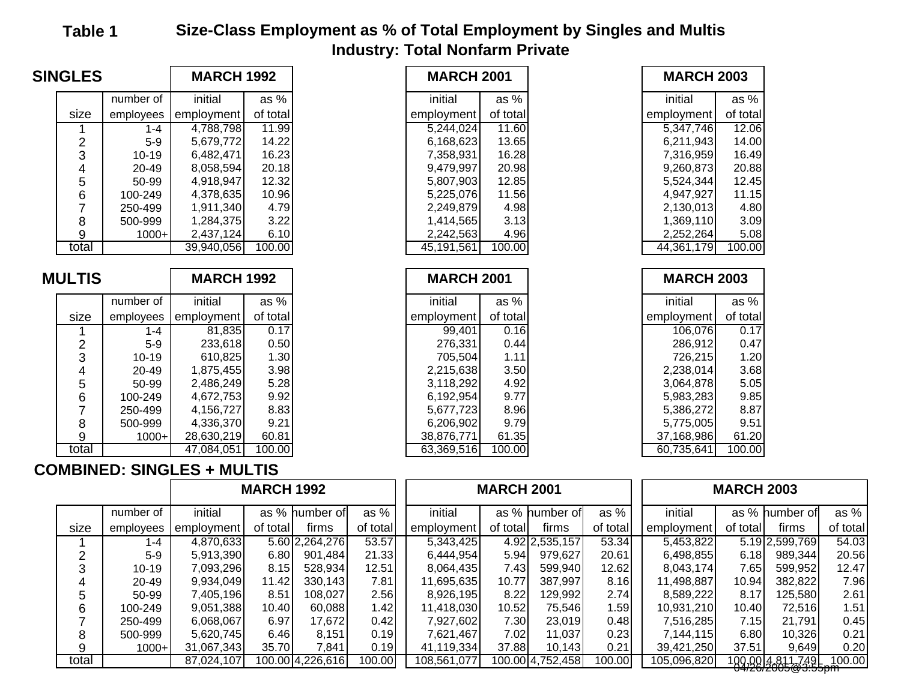## Table 1 — Size-Class Employment as % of Total Employment by Singles and Multis

### Industry: Total Nonfarm Private

**SINGLES**

| size | number of employees | MARCH 1992 initial employment | MARCH 1992 as % of total | MARCH 2001 initial employment | MARCH 2001 as % of total | MARCH 2003 initial employment | MARCH 2003 as % of total |
|---|---|---|---|---|---|---|---|
| 1 | 1-4 | 4,788,798 | 11.99 | 5,244,024 | 11.60 | 5,347,746 | 12.06 |
| 2 | 5-9 | 5,679,772 | 14.22 | 6,168,623 | 13.65 | 6,211,943 | 14.00 |
| 3 | 10-19 | 6,482,471 | 16.23 | 7,358,931 | 16.28 | 7,316,959 | 16.49 |
| 4 | 20-49 | 8,058,594 | 20.18 | 9,479,997 | 20.98 | 9,260,873 | 20.88 |
| 5 | 50-99 | 4,918,947 | 12.32 | 5,807,903 | 12.85 | 5,524,344 | 12.45 |
| 6 | 100-249 | 4,378,635 | 10.96 | 5,225,076 | 11.56 | 4,947,927 | 11.15 |
| 7 | 250-499 | 1,911,340 | 4.79 | 2,249,879 | 4.98 | 2,130,013 | 4.80 |
| 8 | 500-999 | 1,284,375 | 3.22 | 1,414,565 | 3.13 | 1,369,110 | 3.09 |
| 9 | 1000+ | 2,437,124 | 6.10 | 2,242,563 | 4.96 | 2,252,264 | 5.08 |
| total | | 39,940,056 | 100.00 | 45,191,561 | 100.00 | 44,361,179 | 100.00 |

**MULTIS**

| size | number of employees | MARCH 1992 initial employment | MARCH 1992 as % of total | MARCH 2001 initial employment | MARCH 2001 as % of total | MARCH 2003 initial employment | MARCH 2003 as % of total |
|---|---|---|---|---|---|---|---|
| 1 | 1-4 | 81,835 | 0.17 | 99,401 | 0.16 | 106,076 | 0.17 |
| 2 | 5-9 | 233,618 | 0.50 | 276,331 | 0.44 | 286,912 | 0.47 |
| 3 | 10-19 | 610,825 | 1.30 | 705,504 | 1.11 | 726,215 | 1.20 |
| 4 | 20-49 | 1,875,455 | 3.98 | 2,215,638 | 3.50 | 2,238,014 | 3.68 |
| 5 | 50-99 | 2,486,249 | 5.28 | 3,118,292 | 4.92 | 3,064,878 | 5.05 |
| 6 | 100-249 | 4,672,753 | 9.92 | 6,192,954 | 9.77 | 5,983,283 | 9.85 |
| 7 | 250-499 | 4,156,727 | 8.83 | 5,677,723 | 8.96 | 5,386,272 | 8.87 |
| 8 | 500-999 | 4,336,370 | 9.21 | 6,206,902 | 9.79 | 5,775,005 | 9.51 |
| 9 | 1000+ | 28,630,219 | 60.81 | 38,876,771 | 61.35 | 37,168,986 | 61.20 |
| total | | 47,084,051 | 100.00 | 63,369,516 | 100.00 | 60,735,641 | 100.00 |

**COMBINED: SINGLES + MULTIS**

| size | number of employees | MARCH 1992 initial employment | as % of total | number of firms | as % of total | MARCH 2001 initial employment | as % of total | number of firms | as % of total | MARCH 2003 initial employment | as % of total | number of firms | as % of total |
|---|---|---|---|---|---|---|---|---|---|---|---|---|---|
| 1 | 1-4 | 4,870,633 | 5.60 | 2,264,276 | 53.57 | 5,343,425 | 4.92 | 2,535,157 | 53.34 | 5,453,822 | 5.19 | 2,599,769 | 54.03 |
| 2 | 5-9 | 5,913,390 | 6.80 | 901,484 | 21.33 | 6,444,954 | 5.94 | 979,627 | 20.61 | 6,498,855 | 6.18 | 989,344 | 20.56 |
| 3 | 10-19 | 7,093,296 | 8.15 | 528,934 | 12.51 | 8,064,435 | 7.43 | 599,940 | 12.62 | 8,043,174 | 7.65 | 599,952 | 12.47 |
| 4 | 20-49 | 9,934,049 | 11.42 | 330,143 | 7.81 | 11,695,635 | 10.77 | 387,997 | 8.16 | 11,498,887 | 10.94 | 382,822 | 7.96 |
| 5 | 50-99 | 7,405,196 | 8.51 | 108,027 | 2.56 | 8,926,195 | 8.22 | 129,992 | 2.74 | 8,589,222 | 8.17 | 125,580 | 2.61 |
| 6 | 100-249 | 9,051,388 | 10.40 | 60,088 | 1.42 | 11,418,030 | 10.52 | 75,546 | 1.59 | 10,931,210 | 10.40 | 72,516 | 1.51 |
| 7 | 250-499 | 6,068,067 | 6.97 | 17,672 | 0.42 | 7,927,602 | 7.30 | 23,019 | 0.48 | 7,516,285 | 7.15 | 21,791 | 0.45 |
| 8 | 500-999 | 5,620,745 | 6.46 | 8,151 | 0.19 | 7,621,467 | 7.02 | 11,037 | 0.23 | 7,144,115 | 6.80 | 10,326 | 0.21 |
| 9 | 1000+ | 31,067,343 | 35.70 | 7,841 | 0.19 | 41,119,334 | 37.88 | 10,143 | 0.21 | 39,421,250 | 37.51 | 9,649 | 0.20 |
| total | | 87,024,107 | 100.00 | 4,226,616 | 100.00 | 108,561,077 | 100.00 | 4,752,458 | 100.00 | 105,096,820 | 100.00 | 4,811,749 | 100.00 |

04/26/2005@3:55pm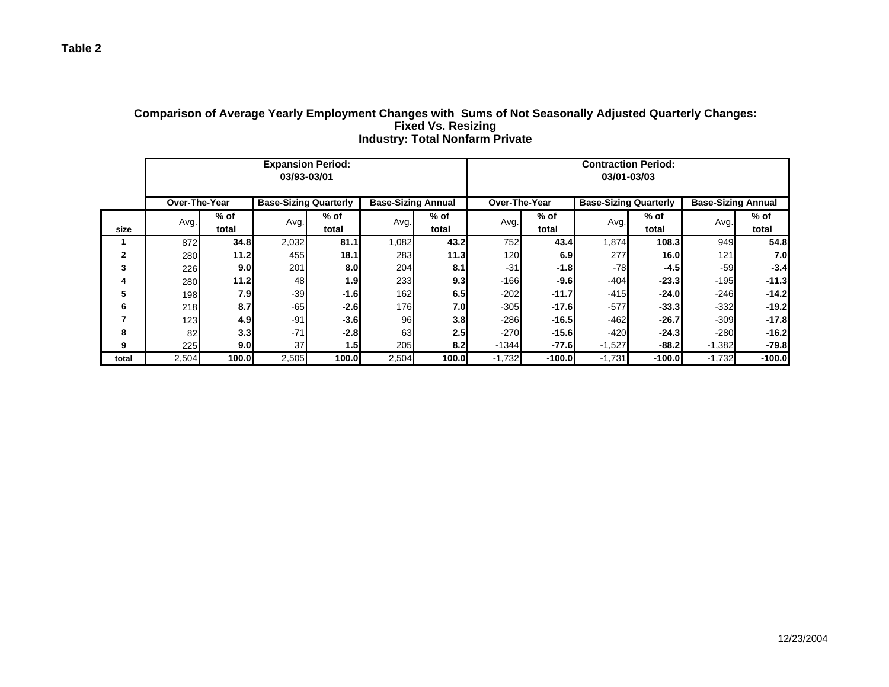**Table 2**

### Comparison of Average Yearly Employment Changes with Sums of Not Seasonally Adjusted Quarterly Changes: Fixed Vs. Resizing
### Industry: Total Nonfarm Private

| | Expansion Period: 03/93-03/01 | | | | | | Contraction Period: 03/01-03/03 | | | | | |
|---|---|---|---|---|---|---|---|---|---|---|---|---|
| | Over-The-Year | | Base-Sizing Quarterly | | Base-Sizing Annual | | Over-The-Year | | Base-Sizing Quarterly | | Base-Sizing Annual | |
| size | Avg. | % of total | Avg. | % of total | Avg. | % of total | Avg. | % of total | Avg. | % of total | Avg. | % of total |
| 1 | 872 | **34.8** | 2,032 | **81.1** | 1,082 | **43.2** | 752 | **43.4** | 1,874 | **108.3** | 949 | **54.8** |
| 2 | 280 | **11.2** | 455 | **18.1** | 283 | **11.3** | 120 | **6.9** | 277 | **16.0** | 121 | **7.0** |
| 3 | 226 | **9.0** | 201 | **8.0** | 204 | **8.1** | -31 | **-1.8** | -78 | **-4.5** | -59 | **-3.4** |
| 4 | 280 | **11.2** | 48 | **1.9** | 233 | **9.3** | -166 | **-9.6** | -404 | **-23.3** | -195 | **-11.3** |
| 5 | 198 | **7.9** | -39 | **-1.6** | 162 | **6.5** | -202 | **-11.7** | -415 | **-24.0** | -246 | **-14.2** |
| 6 | 218 | **8.7** | -65 | **-2.6** | 176 | **7.0** | -305 | **-17.6** | -577 | **-33.3** | -332 | **-19.2** |
| 7 | 123 | **4.9** | -91 | **-3.6** | 96 | **3.8** | -286 | **-16.5** | -462 | **-26.7** | -309 | **-17.8** |
| 8 | 82 | **3.3** | -71 | **-2.8** | 63 | **2.5** | -270 | **-15.6** | -420 | **-24.3** | -280 | **-16.2** |
| 9 | 225 | **9.0** | 37 | **1.5** | 205 | **8.2** | -1344 | **-77.6** | -1,527 | **-88.2** | -1,382 | **-79.8** |
| total | 2,504 | **100.0** | 2,505 | **100.0** | 2,504 | **100.0** | -1,732 | **-100.0** | -1,731 | **-100.0** | -1,732 | **-100.0** |

12/23/2004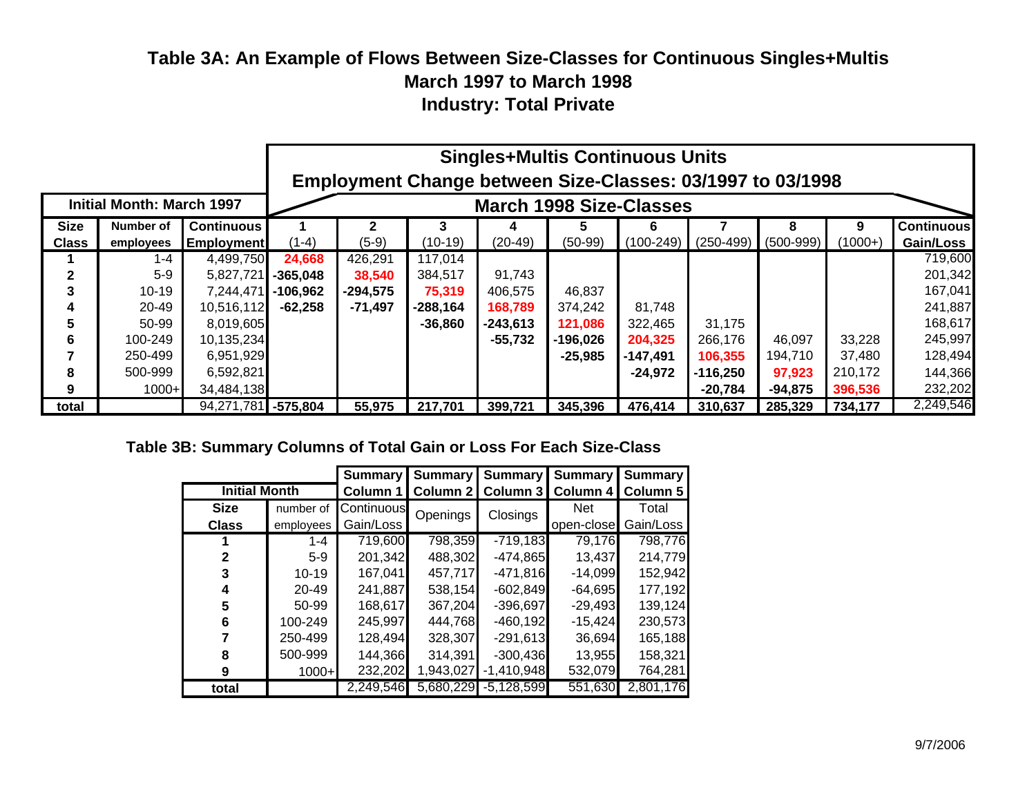# Table 3A: An Example of Flows Between Size-Classes for Continuous Singles+Multis
## March 1997 to March 1998
## Industry: Total Private

| Initial Month: March 1997 | | | Singles+Multis Continuous Units Employment Change between Size-Classes: 03/1997 to 03/1998 | | | | | | | | | |
|---|---|---|---|---|---|---|---|---|---|---|---|---|
| | | | March 1998 Size-Classes | | | | | | | | | |
| **Size Class** | **Number of employees** | **Continuous Employment** | **1** (1-4) | **2** (5-9) | **3** (10-19) | **4** (20-49) | **5** (50-99) | **6** (100-249) | **7** (250-499) | **8** (500-999) | **9** (1000+) | **Continuous Gain/Loss** |
| **1** | 1-4 | 4,499,750 | **24,668** | 426,291 | 117,014 | 91,743 | | | | | | 719,600 |
| **2** | 5-9 | 5,827,721 | **-365,048** | **38,540** | 384,517 | | | | | | | 201,342 |
| **3** | 10-19 | 7,244,471 | **-106,962** | **-294,575** | **75,319** | 406,575 | 46,837 | | | | | 167,041 |
| **4** | 20-49 | 10,516,112 | **-62,258** | **-71,497** | **-288,164** | **168,789** | 374,242 | 81,748 | | | | 241,887 |
| **5** | 50-99 | 8,019,605 | | | **-36,860** | **-243,613** | **121,086** | 322,465 | 31,175 | | | 168,617 |
| **6** | 100-249 | 10,135,234 | | | | **-55,732** | **-196,026** | **204,325** | 266,176 | 46,097 | 33,228 | 245,997 |
| **7** | 250-499 | 6,951,929 | | | | | **-25,985** | **-147,491** | **106,355** | 194,710 | 37,480 | 128,494 |
| **8** | 500-999 | 6,592,821 | | | | | | **-24,972** | **-116,250** | **97,923** | 210,172 | 144,366 |
| **9** | 1000+ | 34,484,138 | | | | | | | **-20,784** | **-94,875** | **396,536** | 232,202 |
| **total** | | 94,271,781 | **-575,804** | **55,975** | **217,701** | **399,721** | **345,396** | **476,414** | **310,637** | **285,329** | **734,177** | 2,249,546 |

## Table 3B: Summary Columns of Total Gain or Loss For Each Size-Class

| Initial Month | | Summary Column 1 | Summary Column 2 | Summary Column 3 | Summary Column 4 | Summary Column 5 |
|---|---|---|---|---|---|---|
| **Size Class** | number of employees | Continuous Gain/Loss | Openings | Closings | Net open-close | Total Gain/Loss |
| **1** | 1-4 | 719,600 | 798,359 | -719,183 | 79,176 | 798,776 |
| **2** | 5-9 | 201,342 | 488,302 | -474,865 | 13,437 | 214,779 |
| **3** | 10-19 | 167,041 | 457,717 | -471,816 | -14,099 | 152,942 |
| **4** | 20-49 | 241,887 | 538,154 | -602,849 | -64,695 | 177,192 |
| **5** | 50-99 | 168,617 | 367,204 | -396,697 | -29,493 | 139,124 |
| **6** | 100-249 | 245,997 | 444,768 | -460,192 | -15,424 | 230,573 |
| **7** | 250-499 | 128,494 | 328,307 | -291,613 | 36,694 | 165,188 |
| **8** | 500-999 | 144,366 | 314,391 | -300,436 | 13,955 | 158,321 |
| **9** | 1000+ | 232,202 | 1,943,027 | -1,410,948 | 532,079 | 764,281 |
| **total** | | 2,249,546 | 5,680,229 | -5,128,599 | 551,630 | 2,801,176 |

9/7/2006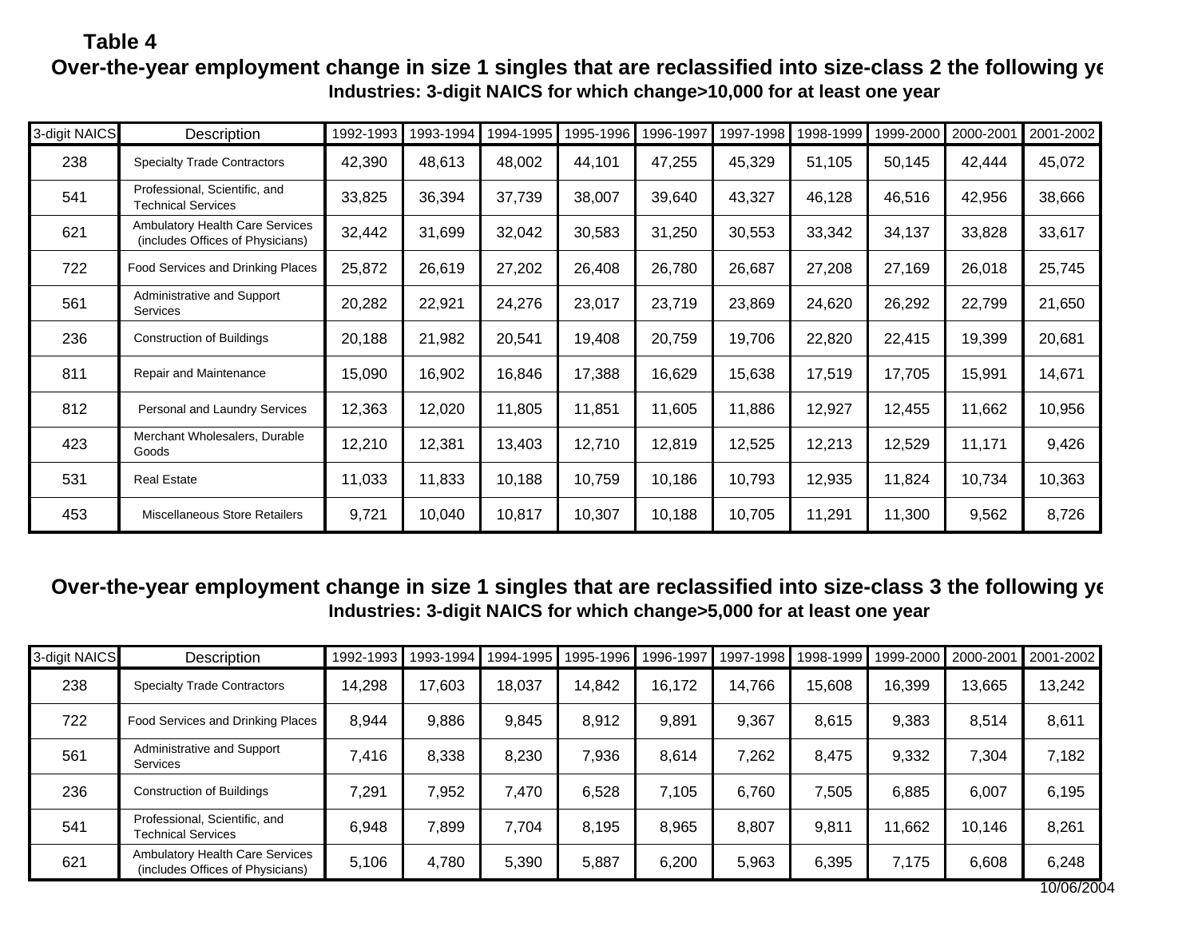**Table 4**

**Over-the-year employment change in size 1 singles that are reclassified into size-class 2 the following ye**

**Industries: 3-digit NAICS for which change>10,000 for at least one year**

| 3-digit NAICS | Description | 1992-1993 | 1993-1994 | 1994-1995 | 1995-1996 | 1996-1997 | 1997-1998 | 1998-1999 | 1999-2000 | 2000-2001 | 2001-2002 |
|---|---|---|---|---|---|---|---|---|---|---|---|
| 238 | Specialty Trade Contractors | 42,390 | 48,613 | 48,002 | 44,101 | 47,255 | 45,329 | 51,105 | 50,145 | 42,444 | 45,072 |
| 541 | Professional, Scientific, and Technical Services | 33,825 | 36,394 | 37,739 | 38,007 | 39,640 | 43,327 | 46,128 | 46,516 | 42,956 | 38,666 |
| 621 | Ambulatory Health Care Services (includes Offices of Physicians) | 32,442 | 31,699 | 32,042 | 30,583 | 31,250 | 30,553 | 33,342 | 34,137 | 33,828 | 33,617 |
| 722 | Food Services and Drinking Places | 25,872 | 26,619 | 27,202 | 26,408 | 26,780 | 26,687 | 27,208 | 27,169 | 26,018 | 25,745 |
| 561 | Administrative and Support Services | 20,282 | 22,921 | 24,276 | 23,017 | 23,719 | 23,869 | 24,620 | 26,292 | 22,799 | 21,650 |
| 236 | Construction of Buildings | 20,188 | 21,982 | 20,541 | 19,408 | 20,759 | 19,706 | 22,820 | 22,415 | 19,399 | 20,681 |
| 811 | Repair and Maintenance | 15,090 | 16,902 | 16,846 | 17,388 | 16,629 | 15,638 | 17,519 | 17,705 | 15,991 | 14,671 |
| 812 | Personal and Laundry Services | 12,363 | 12,020 | 11,805 | 11,851 | 11,605 | 11,886 | 12,927 | 12,455 | 11,662 | 10,956 |
| 423 | Merchant Wholesalers, Durable Goods | 12,210 | 12,381 | 13,403 | 12,710 | 12,819 | 12,525 | 12,213 | 12,529 | 11,171 | 9,426 |
| 531 | Real Estate | 11,033 | 11,833 | 10,188 | 10,759 | 10,186 | 10,793 | 12,935 | 11,824 | 10,734 | 10,363 |
| 453 | Miscellaneous Store Retailers | 9,721 | 10,040 | 10,817 | 10,307 | 10,188 | 10,705 | 11,291 | 11,300 | 9,562 | 8,726 |

**Over-the-year employment change in size 1 singles that are reclassified into size-class 3 the following ye**

**Industries: 3-digit NAICS for which change>5,000 for at least one year**

| 3-digit NAICS | Description | 1992-1993 | 1993-1994 | 1994-1995 | 1995-1996 | 1996-1997 | 1997-1998 | 1998-1999 | 1999-2000 | 2000-2001 | 2001-2002 |
|---|---|---|---|---|---|---|---|---|---|---|---|
| 238 | Specialty Trade Contractors | 14,298 | 17,603 | 18,037 | 14,842 | 16,172 | 14,766 | 15,608 | 16,399 | 13,665 | 13,242 |
| 722 | Food Services and Drinking Places | 8,944 | 9,886 | 9,845 | 8,912 | 9,891 | 9,367 | 8,615 | 9,383 | 8,514 | 8,611 |
| 561 | Administrative and Support Services | 7,416 | 8,338 | 8,230 | 7,936 | 8,614 | 7,262 | 8,475 | 9,332 | 7,304 | 7,182 |
| 236 | Construction of Buildings | 7,291 | 7,952 | 7,470 | 6,528 | 7,105 | 6,760 | 7,505 | 6,885 | 6,007 | 6,195 |
| 541 | Professional, Scientific, and Technical Services | 6,948 | 7,899 | 7,704 | 8,195 | 8,965 | 8,807 | 9,811 | 11,662 | 10,146 | 8,261 |
| 621 | Ambulatory Health Care Services (includes Offices of Physicians) | 5,106 | 4,780 | 5,390 | 5,887 | 6,200 | 5,963 | 6,395 | 7,175 | 6,608 | 6,248 |

10/06/2004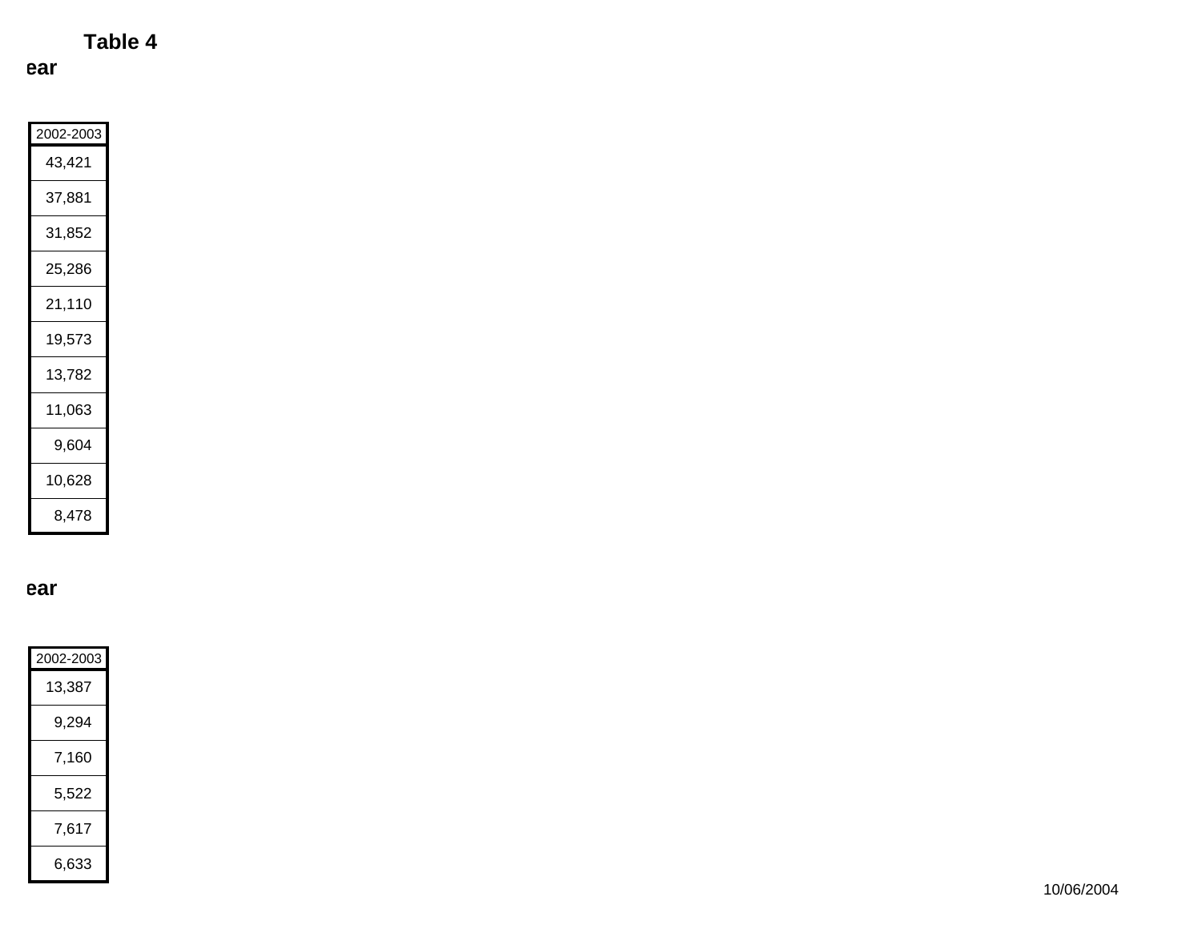**Table 4**

**ear**

| 2002-2003 |
|---|
| 43,421 |
| 37,881 |
| 31,852 |
| 25,286 |
| 21,110 |
| 19,573 |
| 13,782 |
| 11,063 |
| 9,604 |
| 10,628 |
| 8,478 |

**ear**

| 2002-2003 |
|---|
| 13,387 |
| 9,294 |
| 7,160 |
| 5,522 |
| 7,617 |
| 6,633 |

10/06/2004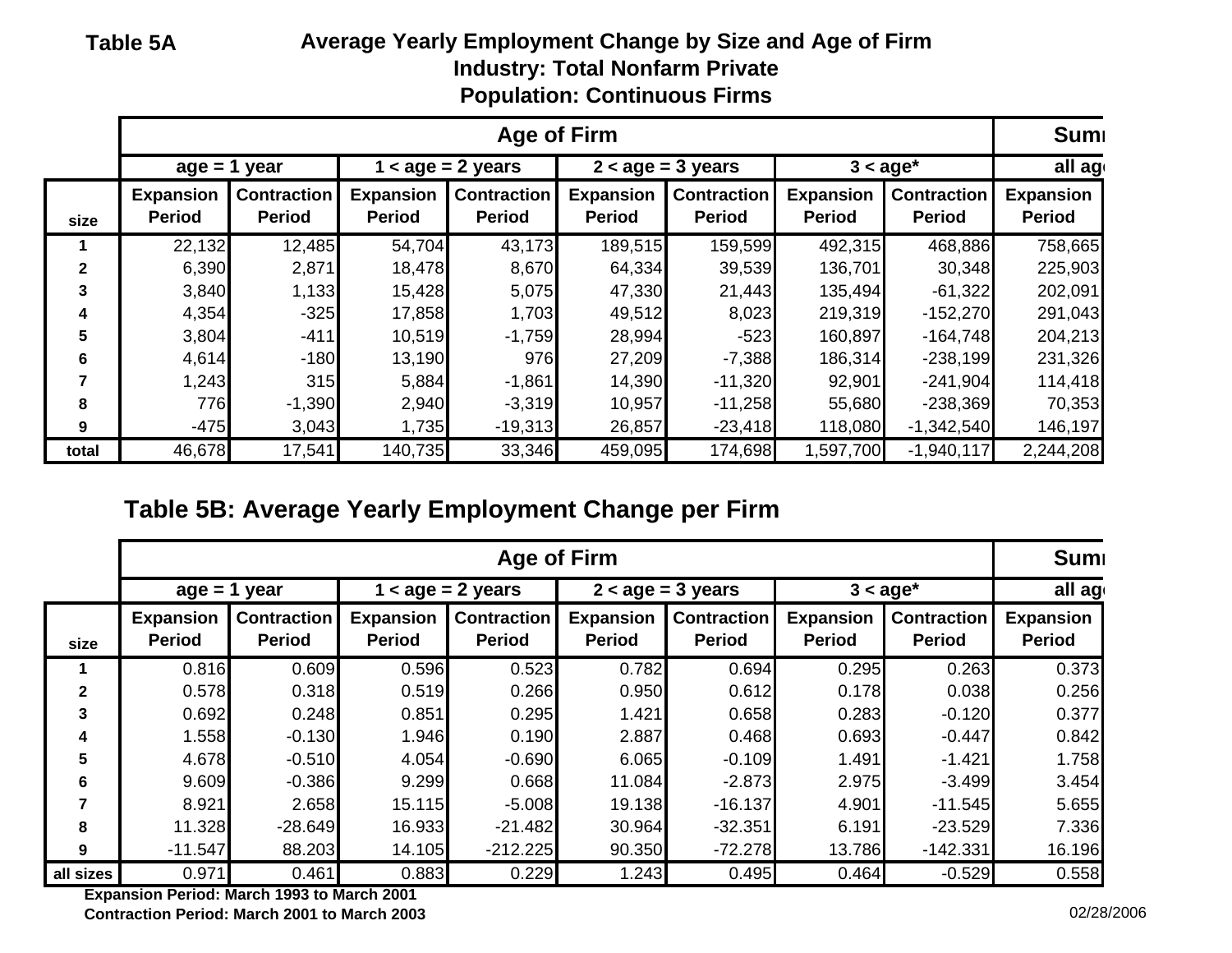**Table 5A**

# Average Yearly Employment Change by Size and Age of Firm
## Industry: Total Nonfarm Private
## Population: Continuous Firms

| | Age of Firm | | | | | | | | Sum |
|---|---|---|---|---|---|---|---|---|---|
| | age = 1 year | | 1 < age = 2 years | | 2 < age = 3 years | | 3 < age* | | all ag |
| size | Expansion Period | Contraction Period | Expansion Period | Contraction Period | Expansion Period | Contraction Period | Expansion Period | Contraction Period | Expansion Period |
| 1 | 22,132 | 12,485 | 54,704 | 43,173 | 189,515 | 159,599 | 492,315 | 468,886 | 758,665 |
| 2 | 6,390 | 2,871 | 18,478 | 8,670 | 64,334 | 39,539 | 136,701 | 30,348 | 225,903 |
| 3 | 3,840 | 1,133 | 15,428 | 5,075 | 47,330 | 21,443 | 135,494 | -61,322 | 202,091 |
| 4 | 4,354 | -325 | 17,858 | 1,703 | 49,512 | 8,023 | 219,319 | -152,270 | 291,043 |
| 5 | 3,804 | -411 | 10,519 | -1,759 | 28,994 | -523 | 160,897 | -164,748 | 204,213 |
| 6 | 4,614 | -180 | 13,190 | 976 | 27,209 | -7,388 | 186,314 | -238,199 | 231,326 |
| 7 | 1,243 | 315 | 5,884 | -1,861 | 14,390 | -11,320 | 92,901 | -241,904 | 114,418 |
| 8 | 776 | -1,390 | 2,940 | -3,319 | 10,957 | -11,258 | 55,680 | -238,369 | 70,353 |
| 9 | -475 | 3,043 | 1,735 | -19,313 | 26,857 | -23,418 | 118,080 | -1,342,540 | 146,197 |
| total | 46,678 | 17,541 | 140,735 | 33,346 | 459,095 | 174,698 | 1,597,700 | -1,940,117 | 2,244,208 |

## Table 5B: Average Yearly Employment Change per Firm

| | Age of Firm | | | | | | | | Sum |
|---|---|---|---|---|---|---|---|---|---|
| | age = 1 year | | 1 < age = 2 years | | 2 < age = 3 years | | 3 < age* | | all ag |
| size | Expansion Period | Contraction Period | Expansion Period | Contraction Period | Expansion Period | Contraction Period | Expansion Period | Contraction Period | Expansion Period |
| 1 | 0.816 | 0.609 | 0.596 | 0.523 | 0.782 | 0.694 | 0.295 | 0.263 | 0.373 |
| 2 | 0.578 | 0.318 | 0.519 | 0.266 | 0.950 | 0.612 | 0.178 | 0.038 | 0.256 |
| 3 | 0.692 | 0.248 | 0.851 | 0.295 | 1.421 | 0.658 | 0.283 | -0.120 | 0.377 |
| 4 | 1.558 | -0.130 | 1.946 | 0.190 | 2.887 | 0.468 | 0.693 | -0.447 | 0.842 |
| 5 | 4.678 | -0.510 | 4.054 | -0.690 | 6.065 | -0.109 | 1.491 | -1.421 | 1.758 |
| 6 | 9.609 | -0.386 | 9.299 | 0.668 | 11.084 | -2.873 | 2.975 | -3.499 | 3.454 |
| 7 | 8.921 | 2.658 | 15.115 | -5.008 | 19.138 | -16.137 | 4.901 | -11.545 | 5.655 |
| 8 | 11.328 | -28.649 | 16.933 | -21.482 | 30.964 | -32.351 | 6.191 | -23.529 | 7.336 |
| 9 | -11.547 | 88.203 | 14.105 | -212.225 | 90.350 | -72.278 | 13.786 | -142.331 | 16.196 |
| all sizes | 0.971 | 0.461 | 0.883 | 0.229 | 1.243 | 0.495 | 0.464 | -0.529 | 0.558 |

**Expansion Period: March 1993 to March 2001**
**Contraction Period: March 2001 to March 2003**

02/28/2006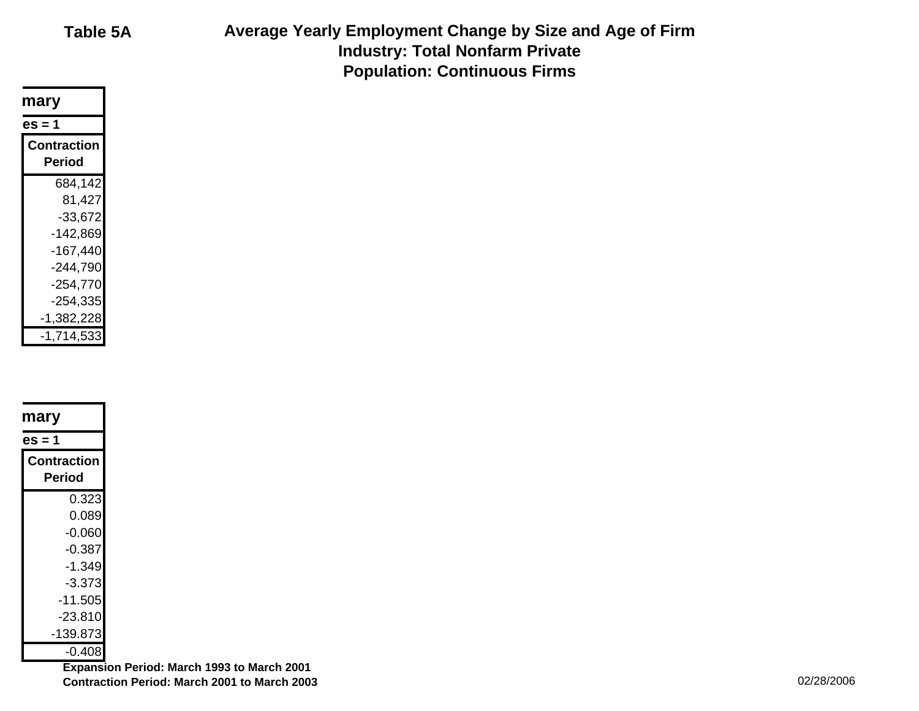Table 5A

# Average Yearly Employment Change by Size and Age of Firm
## Industry: Total Nonfarm Private
## Population: Continuous Firms

| mary |
|---|
| es = 1 |
| Contraction Period |
| 684,142 |
| 81,427 |
| -33,672 |
| -142,869 |
| -167,440 |
| -244,790 |
| -254,770 |
| -254,335 |
| -1,382,228 |
| -1,714,533 |

| mary |
|---|
| es = 1 |
| Contraction Period |
| 0.323 |
| 0.089 |
| -0.060 |
| -0.387 |
| -1.349 |
| -3.373 |
| -11.505 |
| -23.810 |
| -139.873 |
| -0.408 |

**Expansion Period: March 1993 to March 2001**
**Contraction Period: March 2001 to March 2003**

02/28/2006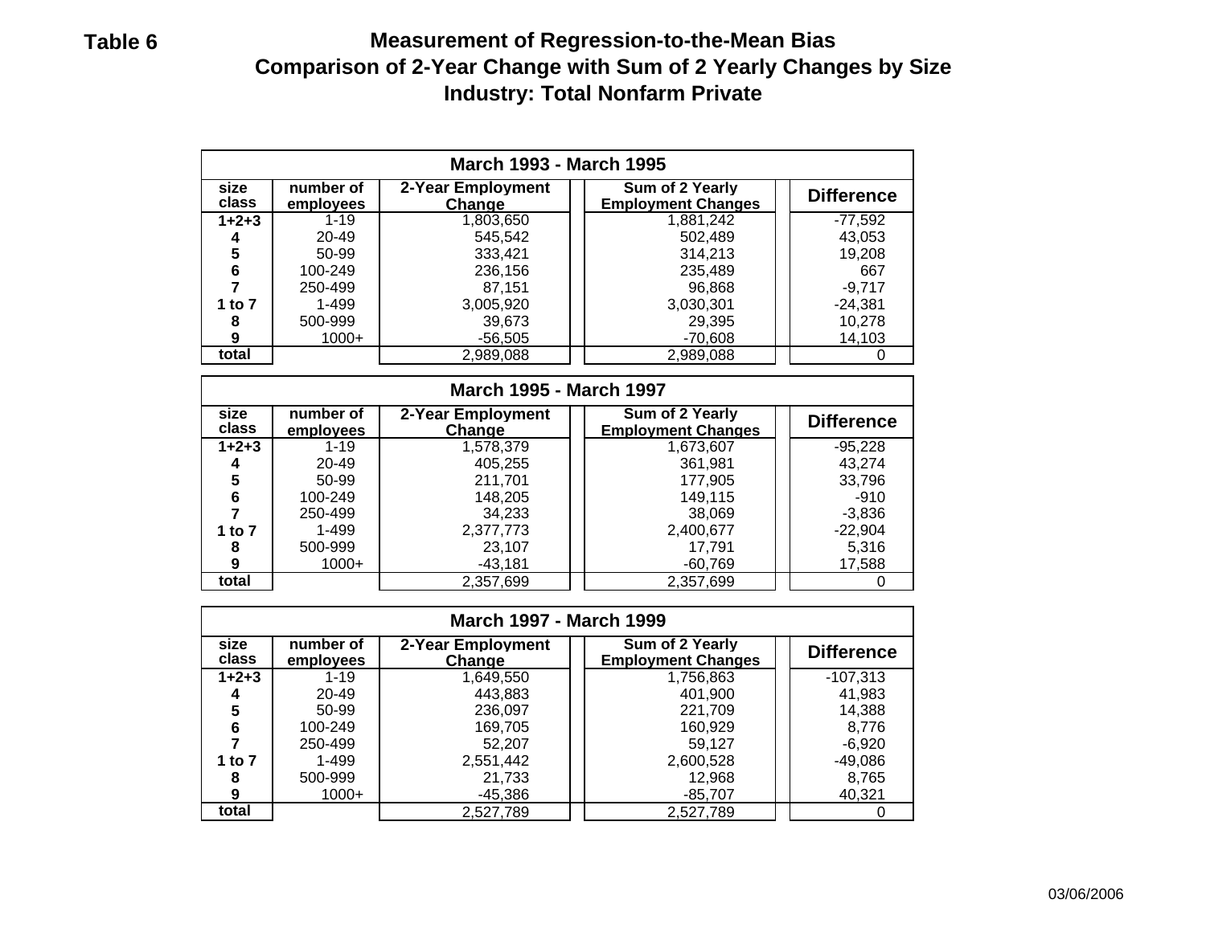**Table 6**

# Measurement of Regression-to-the-Mean Bias
## Comparison of 2-Year Change with Sum of 2 Yearly Changes by Size
## Industry: Total Nonfarm Private

**March 1993 - March 1995**

| size class | number of employees | 2-Year Employment Change | Sum of 2 Yearly Employment Changes | Difference |
|---|---|---|---|---|
| 1+2+3 | 1-19 | 1,803,650 | 1,881,242 | -77,592 |
| 4 | 20-49 | 545,542 | 502,489 | 43,053 |
| 5 | 50-99 | 333,421 | 314,213 | 19,208 |
| 6 | 100-249 | 236,156 | 235,489 | 667 |
| 7 | 250-499 | 87,151 | 96,868 | -9,717 |
| 1 to 7 | 1-499 | 3,005,920 | 3,030,301 | -24,381 |
| 8 | 500-999 | 39,673 | 29,395 | 10,278 |
| 9 | 1000+ | -56,505 | -70,608 | 14,103 |
| total | | 2,989,088 | 2,989,088 | 0 |

**March 1995 - March 1997**

| size class | number of employees | 2-Year Employment Change | Sum of 2 Yearly Employment Changes | Difference |
|---|---|---|---|---|
| 1+2+3 | 1-19 | 1,578,379 | 1,673,607 | -95,228 |
| 4 | 20-49 | 405,255 | 361,981 | 43,274 |
| 5 | 50-99 | 211,701 | 177,905 | 33,796 |
| 6 | 100-249 | 148,205 | 149,115 | -910 |
| 7 | 250-499 | 34,233 | 38,069 | -3,836 |
| 1 to 7 | 1-499 | 2,377,773 | 2,400,677 | -22,904 |
| 8 | 500-999 | 23,107 | 17,791 | 5,316 |
| 9 | 1000+ | -43,181 | -60,769 | 17,588 |
| total | | 2,357,699 | 2,357,699 | 0 |

**March 1997 - March 1999**

| size class | number of employees | 2-Year Employment Change | Sum of 2 Yearly Employment Changes | Difference |
|---|---|---|---|---|
| 1+2+3 | 1-19 | 1,649,550 | 1,756,863 | -107,313 |
| 4 | 20-49 | 443,883 | 401,900 | 41,983 |
| 5 | 50-99 | 236,097 | 221,709 | 14,388 |
| 6 | 100-249 | 169,705 | 160,929 | 8,776 |
| 7 | 250-499 | 52,207 | 59,127 | -6,920 |
| 1 to 7 | 1-499 | 2,551,442 | 2,600,528 | -49,086 |
| 8 | 500-999 | 21,733 | 12,968 | 8,765 |
| 9 | 1000+ | -45,386 | -85,707 | 40,321 |
| total | | 2,527,789 | 2,527,789 | 0 |

03/06/2006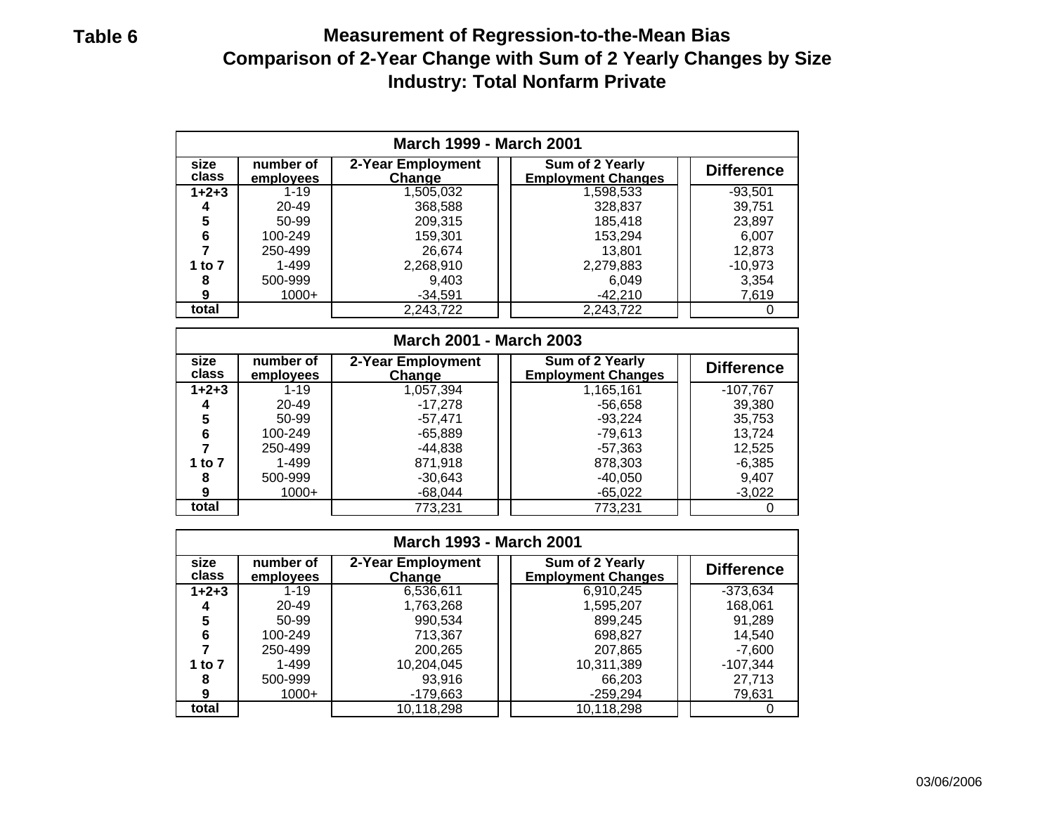**Table 6**

# Measurement of Regression-to-the-Mean Bias
## Comparison of 2-Year Change with Sum of 2 Yearly Changes by Size
## Industry: Total Nonfarm Private

**March 1999 - March 2001**

| size class | number of employees | 2-Year Employment Change | Sum of 2 Yearly Employment Changes | Difference |
|---|---|---|---|---|
| 1+2+3 | 1-19 | 1,505,032 | 1,598,533 | -93,501 |
| 4 | 20-49 | 368,588 | 328,837 | 39,751 |
| 5 | 50-99 | 209,315 | 185,418 | 23,897 |
| 6 | 100-249 | 159,301 | 153,294 | 6,007 |
| 7 | 250-499 | 26,674 | 13,801 | 12,873 |
| 1 to 7 | 1-499 | 2,268,910 | 2,279,883 | -10,973 |
| 8 | 500-999 | 9,403 | 6,049 | 3,354 |
| 9 | 1000+ | -34,591 | -42,210 | 7,619 |
| total | | 2,243,722 | 2,243,722 | 0 |

**March 2001 - March 2003**

| size class | number of employees | 2-Year Employment Change | Sum of 2 Yearly Employment Changes | Difference |
|---|---|---|---|---|
| 1+2+3 | 1-19 | 1,057,394 | 1,165,161 | -107,767 |
| 4 | 20-49 | -17,278 | -56,658 | 39,380 |
| 5 | 50-99 | -57,471 | -93,224 | 35,753 |
| 6 | 100-249 | -65,889 | -79,613 | 13,724 |
| 7 | 250-499 | -44,838 | -57,363 | 12,525 |
| 1 to 7 | 1-499 | 871,918 | 878,303 | -6,385 |
| 8 | 500-999 | -30,643 | -40,050 | 9,407 |
| 9 | 1000+ | -68,044 | -65,022 | -3,022 |
| total | | 773,231 | 773,231 | 0 |

**March 1993 - March 2001**

| size class | number of employees | 2-Year Employment Change | Sum of 2 Yearly Employment Changes | Difference |
|---|---|---|---|---|
| 1+2+3 | 1-19 | 6,536,611 | 6,910,245 | -373,634 |
| 4 | 20-49 | 1,763,268 | 1,595,207 | 168,061 |
| 5 | 50-99 | 990,534 | 899,245 | 91,289 |
| 6 | 100-249 | 713,367 | 698,827 | 14,540 |
| 7 | 250-499 | 200,265 | 207,865 | -7,600 |
| 1 to 7 | 1-499 | 10,204,045 | 10,311,389 | -107,344 |
| 8 | 500-999 | 93,916 | 66,203 | 27,713 |
| 9 | 1000+ | -179,663 | -259,294 | 79,631 |
| total | | 10,118,298 | 10,118,298 | 0 |

03/06/2006